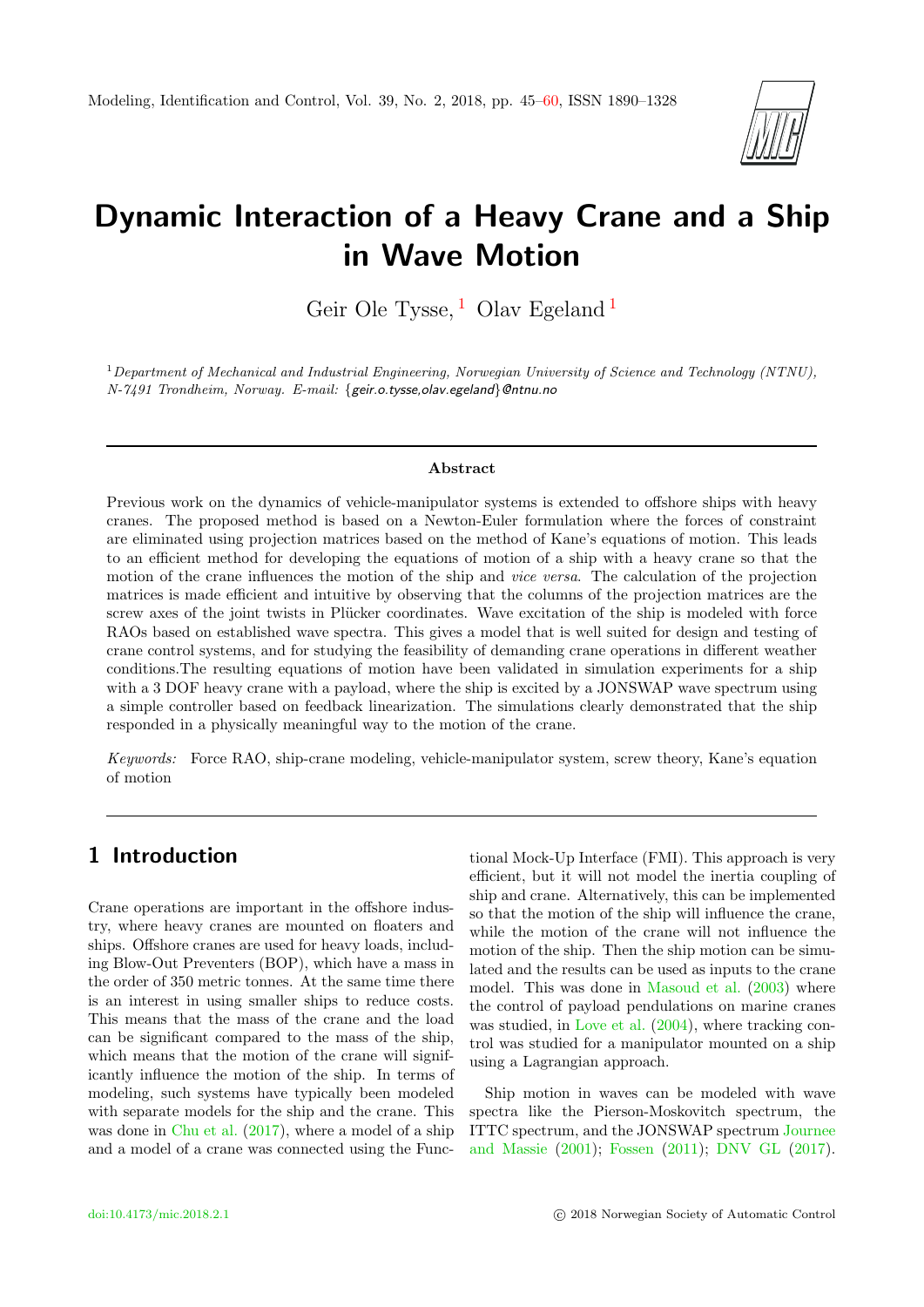# Dynamic Interaction of a Heavy Crane and a Ship in Wave Motion

Geir Ole Tysse, [1] Olav Egeland [1]

[1] *Department of Mechanical and Industrial Engineering, Norwegian University of Science and Technology (NTNU), N-7491 Trondheim, Norway. E-mail:* {geir.o.tysse,olav.egeland}@ntnu.no

### Abstract

Previous work on the dynamics of vehicle-manipulator systems is extended to offshore ships with heavy cranes. The proposed method is based on a Newton-Euler formulation where the forces of constraint are eliminated using projection matrices based on the method of Kane's equations of motion. This leads to an efficient method for developing the equations of motion of a ship with a heavy crane so that the motion of the crane influences the motion of the ship and *vice versa*. The calculation of the projection matrices is made efficient and intuitive by observing that the columns of the projection matrices are the screw axes of the joint twists in Plücker coordinates. Wave excitation of the ship is modeled with force RAOs based on established wave spectra. This gives a model that is well suited for design and testing of crane control systems, and for studying the feasibility of demanding crane operations in different weather conditions.The resulting equations of motion have been validated in simulation experiments for a ship with a 3 DOF heavy crane with a payload, where the ship is excited by a JONSWAP wave spectrum using a simple controller based on feedback linearization. The simulations clearly demonstrated that the ship responded in a physically meaningful way to the motion of the crane.

*Keywords:* Force RAO, ship-crane modeling, vehicle-manipulator system, screw theory, Kane's equation of motion

## 1 Introduction

Crane operations are important in the offshore industry, where heavy cranes are mounted on floaters and ships. Offshore cranes are used for heavy loads, including Blow-Out Preventers (BOP), which have a mass in the order of 350 metric tonnes. At the same time there is an interest in using smaller ships to reduce costs. This means that the mass of the crane and the load can be significant compared to the mass of the ship, which means that the motion of the crane will significantly influence the motion of the ship. In terms of modeling, such systems have typically been modeled with separate models for the ship and the crane. This was done in Chu et al. (2017), where a model of a ship and a model of a crane was connected using the Functional Mock-Up Interface (FMI). This approach is very efficient, but it will not model the inertia coupling of ship and crane. Alternatively, this can be implemented so that the motion of the ship will influence the crane, while the motion of the crane will not influence the motion of the ship. Then the ship motion can be simulated and the results can be used as inputs to the crane model. This was done in Masoud et al. (2003) where the control of payload pendulations on marine cranes was studied, in Love et al. (2004), where tracking control was studied for a manipulator mounted on a ship using a Lagrangian approach.

Ship motion in waves can be modeled with wave spectra like the Pierson-Moskovitch spectrum, the ITTC spectrum, and the JONSWAP spectrum Journee and Massie (2001); Fossen (2011); DNV GL (2017).

doi:10.4173/mic.2018.2.1

© 2018 Norwegian Society of Automatic Control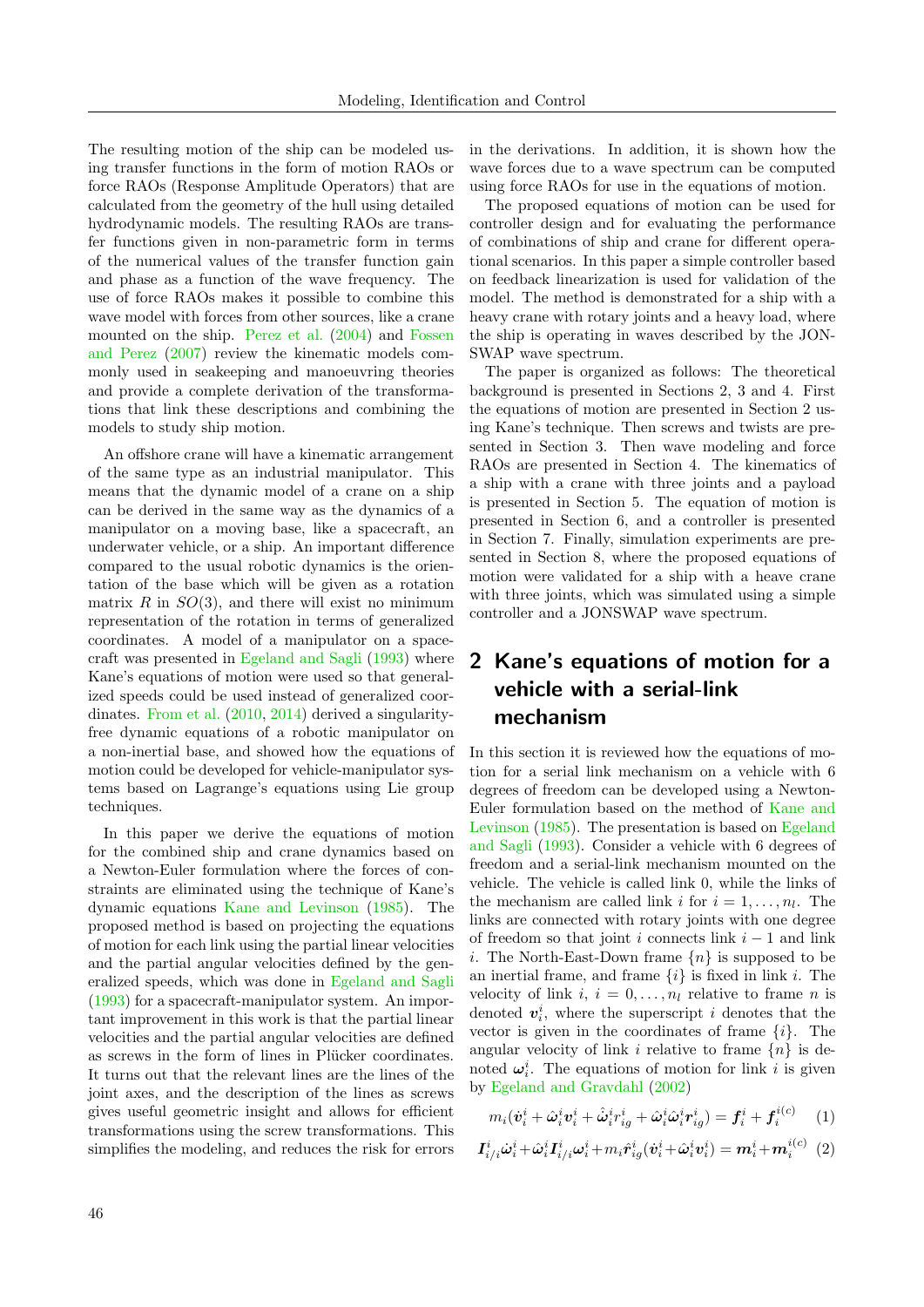The resulting motion of the ship can be modeled using transfer functions in the form of motion RAOs or force RAOs (Response Amplitude Operators) that are calculated from the geometry of the hull using detailed hydrodynamic models. The resulting RAOs are transfer functions given in non-parametric form in terms of the numerical values of the transfer function gain and phase as a function of the wave frequency. The use of force RAOs makes it possible to combine this wave model with forces from other sources, like a crane mounted on the ship. Perez et al. (2004) and Fossen and Perez (2007) review the kinematic models commonly used in seakeeping and manoeuvring theories and provide a complete derivation of the transformations that link these descriptions and combining the models to study ship motion.

An offshore crane will have a kinematic arrangement of the same type as an industrial manipulator. This means that the dynamic model of a crane on a ship can be derived in the same way as the dynamics of a manipulator on a moving base, like a spacecraft, an underwater vehicle, or a ship. An important difference compared to the usual robotic dynamics is the orientation of the base which will be given as a rotation matrix $R$ in $SO(3)$, and there will exist no minimum representation of the rotation in terms of generalized coordinates. A model of a manipulator on a spacecraft was presented in Egeland and Sagli (1993) where Kane's equations of motion were used so that generalized speeds could be used instead of generalized coordinates. From et al. (2010, 2014) derived a singularity-free dynamic equations of a robotic manipulator on a non-inertial base, and showed how the equations of motion could be developed for vehicle-manipulator systems based on Lagrange's equations using Lie group techniques.

In this paper we derive the equations of motion for the combined ship and crane dynamics based on a Newton-Euler formulation where the forces of constraints are eliminated using the technique of Kane's dynamic equations Kane and Levinson (1985). The proposed method is based on projecting the equations of motion for each link using the partial linear velocities and the partial angular velocities defined by the generalized speeds, which was done in Egeland and Sagli (1993) for a spacecraft-manipulator system. An important improvement in this work is that the partial linear velocities and the partial angular velocities are defined as screws in the form of lines in Plücker coordinates. It turns out that the relevant lines are the lines of the joint axes, and the description of the lines as screws gives useful geometric insight and allows for efficient transformations using the screw transformations. This simplifies the modeling, and reduces the risk for errors in the derivations. In addition, it is shown how the wave forces due to a wave spectrum can be computed using force RAOs for use in the equations of motion.

The proposed equations of motion can be used for controller design and for evaluating the performance of combinations of ship and crane for different operational scenarios. In this paper a simple controller based on feedback linearization is used for validation of the model. The method is demonstrated for a ship with a heavy crane with rotary joints and a heavy load, where the ship is operating in waves described by the JONSWAP wave spectrum.

The paper is organized as follows: The theoretical background is presented in Sections 2, 3 and 4. First the equations of motion are presented in Section 2 using Kane's technique. Then screws and twists are presented in Section 3. Then wave modeling and force RAOs are presented in Section 4. The kinematics of a ship with a crane with three joints and a payload is presented in Section 5. The equation of motion is presented in Section 6, and a controller is presented in Section 7. Finally, simulation experiments are presented in Section 8, where the proposed equations of motion were validated for a ship with a heave crane with three joints, which was simulated using a simple controller and a JONSWAP wave spectrum.

## 2 Kane's equations of motion for a vehicle with a serial-link mechanism

In this section it is reviewed how the equations of motion for a serial link mechanism on a vehicle with 6 degrees of freedom can be developed using a Newton-Euler formulation based on the method of Kane and Levinson (1985). The presentation is based on Egeland and Sagli (1993). Consider a vehicle with 6 degrees of freedom and a serial-link mechanism mounted on the vehicle. The vehicle is called link 0, while the links of the mechanism are called link $i$ for $i = 1, \ldots, n_l$. The links are connected with rotary joints with one degree of freedom so that joint $i$ connects link $i-1$ and link $i$. The North-East-Down frame $\{n\}$ is supposed to be an inertial frame, and frame $\{i\}$ is fixed in link $i$. The velocity of link $i$, $i = 0, \ldots, n_l$ relative to frame $n$ is denoted $\boldsymbol{v}_i^i$, where the superscript $i$ denotes that the vector is given in the coordinates of frame $\{i\}$. The angular velocity of link $i$ relative to frame $\{n\}$ is denoted $\boldsymbol{\omega}_i^i$. The equations of motion for link $i$ is given by Egeland and Gravdahl (2002)

$$m_i(\dot{\boldsymbol{v}}_i^i + \hat{\boldsymbol{\omega}}_i^i \boldsymbol{v}_i^i + \hat{\dot{\boldsymbol{\omega}}}_i^i r_{ig}^i + \hat{\boldsymbol{\omega}}_i^i \hat{\boldsymbol{\omega}}_i^i \boldsymbol{r}_{ig}^i) = \boldsymbol{f}_i^i + \boldsymbol{f}_i^{i(c)} \quad (1)$$

$$\boldsymbol{I}_{i/i}^i \dot{\boldsymbol{\omega}}_i^i + \hat{\boldsymbol{\omega}}_i^i \boldsymbol{I}_{i/i}^i \boldsymbol{\omega}_i^i + m_i \hat{\boldsymbol{r}}_{ig}^i (\dot{\boldsymbol{v}}_i^i + \hat{\boldsymbol{\omega}}_i^i \boldsymbol{v}_i^i) = \boldsymbol{m}_i^i + \boldsymbol{m}_i^{i(c)} \quad (2)$$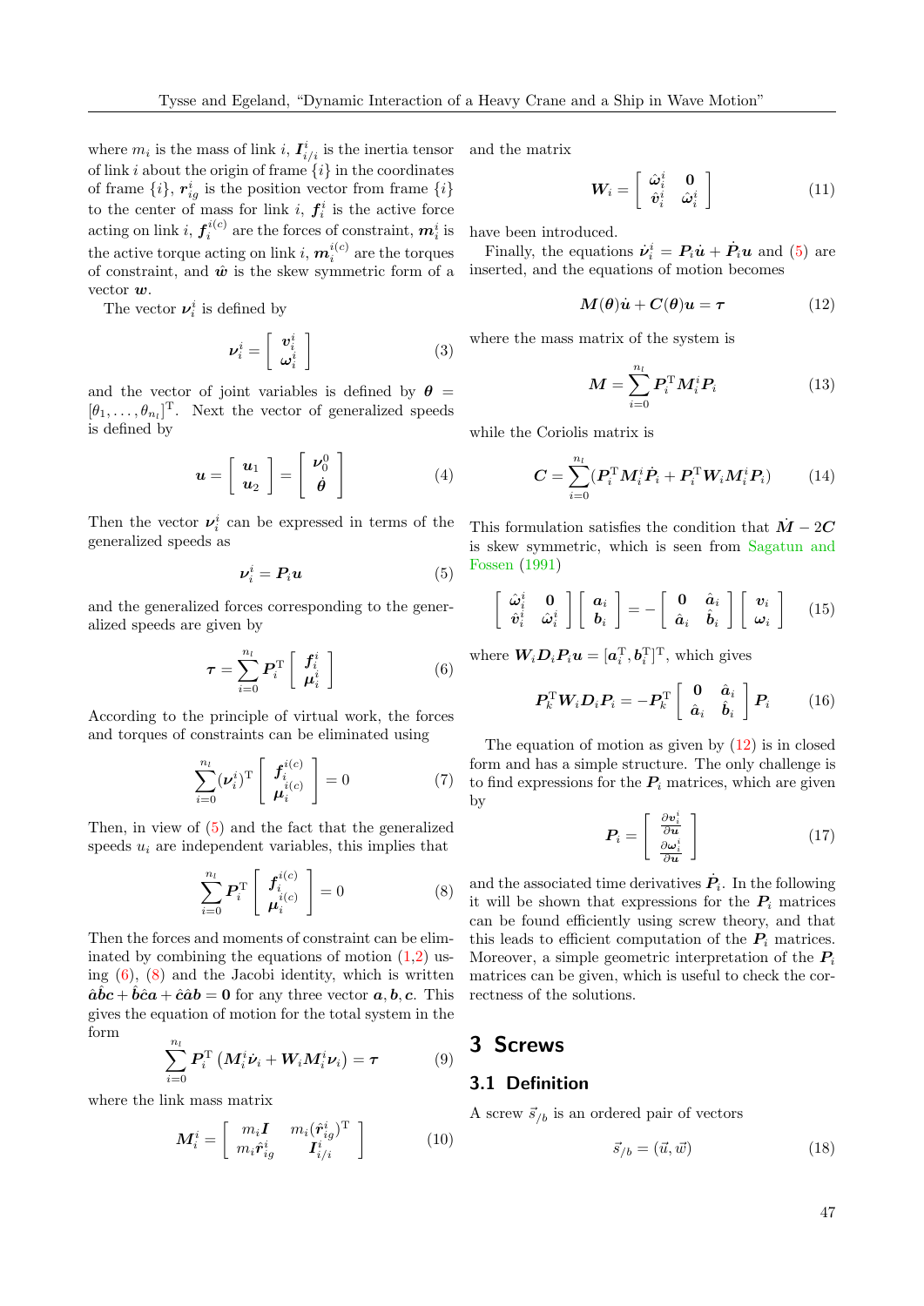where $m_i$ is the mass of link $i$, $\boldsymbol{I}^i_{i/i}$ is the inertia tensor of link $i$ about the origin of frame $\{i\}$ in the coordinates of frame $\{i\}$, $\boldsymbol{r}^i_{ig}$ is the position vector from frame $\{i\}$ to the center of mass for link $i$, $\boldsymbol{f}^i_i$ is the active force acting on link $i$, $\boldsymbol{f}^{i(c)}_i$ are the forces of constraint, $\boldsymbol{m}^i_i$ is the active torque acting on link $i$, $\boldsymbol{m}^{i(c)}_i$ are the torques of constraint, and $\hat{\boldsymbol{w}}$ is the skew symmetric form of a vector $\boldsymbol{w}$.

The vector $\boldsymbol{\nu}^i_i$ is defined by

$$\boldsymbol{\nu}^i_i = \left[ \begin{array}{c} \boldsymbol{v}^i_i \\ \boldsymbol{\omega}^i_i \end{array} \right] \tag{3}$$

and the vector of joint variables is defined by $\boldsymbol{\theta} = [\theta_1, \ldots, \theta_{n_l}]^{\mathrm{T}}$. Next the vector of generalized speeds is defined by

$$\boldsymbol{u} = \left[ \begin{array}{c} \boldsymbol{u}_1 \\ \boldsymbol{u}_2 \end{array} \right] = \left[ \begin{array}{c} \boldsymbol{\nu}^0_0 \\ \dot{\boldsymbol{\theta}} \end{array} \right] \tag{4}$$

Then the vector $\boldsymbol{\nu}^i_i$ can be expressed in terms of the generalized speeds as

$$\boldsymbol{\nu}^i_i = \boldsymbol{P}_i \boldsymbol{u} \tag{5}$$

and the generalized forces corresponding to the generalized speeds are given by

$$\boldsymbol{\tau} = \sum_{i=0}^{n_l} \boldsymbol{P}^{\mathrm{T}}_i \left[ \begin{array}{c} \boldsymbol{f}^i_i \\ \boldsymbol{\mu}^i_i \end{array} \right] \tag{6}$$

According to the principle of virtual work, the forces and torques of constraints can be eliminated using

$$\sum_{i=0}^{n_l} (\boldsymbol{\nu}^i_i)^{\mathrm{T}} \left[ \begin{array}{c} \boldsymbol{f}^{i(c)}_i \\ \boldsymbol{\mu}^{i(c)}_i \end{array} \right] = 0 \tag{7}$$

Then, in view of (5) and the fact that the generalized speeds $u_i$ are independent variables, this implies that

$$\sum_{i=0}^{n_l} \boldsymbol{P}^{\mathrm{T}}_i \left[ \begin{array}{c} \boldsymbol{f}^{i(c)}_i \\ \boldsymbol{\mu}^{i(c)}_i \end{array} \right] = 0 \tag{8}$$

Then the forces and moments of constraint can be eliminated by combining the equations of motion (1,2) using (6), (8) and the Jacobi identity, which is written $\hat{\boldsymbol{a}}\hat{\boldsymbol{b}}\boldsymbol{c} + \hat{\boldsymbol{b}}\hat{\boldsymbol{c}}\boldsymbol{a} + \hat{\boldsymbol{c}}\hat{\boldsymbol{a}}\boldsymbol{b} = \boldsymbol{0}$ for any three vector $\boldsymbol{a}, \boldsymbol{b}, \boldsymbol{c}$. This gives the equation of motion for the total system in the form

$$\sum_{i=0}^{n_l} \boldsymbol{P}^{\mathrm{T}}_i \left( \boldsymbol{M}^i_i \dot{\boldsymbol{\nu}}_i + \boldsymbol{W}_i \boldsymbol{M}^i_i \boldsymbol{\nu}_i \right) = \boldsymbol{\tau} \tag{9}$$

where the link mass matrix

$$\boldsymbol{M}^i_i = \left[ \begin{array}{cc} m_i \boldsymbol{I} & m_i (\hat{\boldsymbol{r}}^i_{ig})^{\mathrm{T}} \\ m_i \hat{\boldsymbol{r}}^i_{ig} & \boldsymbol{I}^i_{i/i} \end{array} \right] \tag{10}$$

and the matrix

$$\boldsymbol{W}_i = \left[ \begin{array}{cc} \hat{\boldsymbol{\omega}}^i_i & \boldsymbol{0} \\ \hat{\boldsymbol{v}}^i_i & \hat{\boldsymbol{\omega}}^i_i \end{array} \right] \tag{11}$$

have been introduced.

Finally, the equations $\dot{\boldsymbol{\nu}}^i_i = \boldsymbol{P}_i \dot{\boldsymbol{u}} + \dot{\boldsymbol{P}}_i \boldsymbol{u}$ and (5) are inserted, and the equations of motion becomes

$$\boldsymbol{M}(\boldsymbol{\theta}) \dot{\boldsymbol{u}} + \boldsymbol{C}(\boldsymbol{\theta}) \boldsymbol{u} = \boldsymbol{\tau} \tag{12}$$

where the mass matrix of the system is

$$\boldsymbol{M} = \sum_{i=0}^{n_l} \boldsymbol{P}^{\mathrm{T}}_i \boldsymbol{M}^i_i \boldsymbol{P}_i \tag{13}$$

while the Coriolis matrix is

$$\boldsymbol{C} = \sum_{i=0}^{n_l} (\boldsymbol{P}^{\mathrm{T}}_i \boldsymbol{M}^i_i \dot{\boldsymbol{P}}_i + \boldsymbol{P}^{\mathrm{T}}_i \boldsymbol{W}_i \boldsymbol{M}^i_i \boldsymbol{P}_i) \tag{14}$$

This formulation satisfies the condition that $\dot{\boldsymbol{M}} - 2\boldsymbol{C}$ is skew symmetric, which is seen from Sagatun and Fossen (1991)

$$\left[ \begin{array}{cc} \hat{\boldsymbol{\omega}}^i_i & \boldsymbol{0} \\ \hat{\boldsymbol{v}}^i_i & \hat{\boldsymbol{\omega}}^i_i \end{array} \right] \left[ \begin{array}{c} \boldsymbol{a}_i \\ \boldsymbol{b}_i \end{array} \right] = - \left[ \begin{array}{cc} \boldsymbol{0} & \hat{\boldsymbol{a}}_i \\ \hat{\boldsymbol{a}}_i & \hat{\boldsymbol{b}}_i \end{array} \right] \left[ \begin{array}{c} \boldsymbol{v}_i \\ \boldsymbol{\omega}_i \end{array} \right] \tag{15}$$

where $\boldsymbol{W}_i \boldsymbol{D}_i \boldsymbol{P}_i \boldsymbol{u} = [\boldsymbol{a}^{\mathrm{T}}_i, \boldsymbol{b}^{\mathrm{T}}_i]^{\mathrm{T}}$, which gives

$$\boldsymbol{P}^{\mathrm{T}}_k \boldsymbol{W}_i \boldsymbol{D}_i \boldsymbol{P}_i = -\boldsymbol{P}^{\mathrm{T}}_k \left[ \begin{array}{cc} \boldsymbol{0} & \hat{\boldsymbol{a}}_i \\ \hat{\boldsymbol{a}}_i & \hat{\boldsymbol{b}}_i \end{array} \right] \boldsymbol{P}_i \tag{16}$$

The equation of motion as given by (12) is in closed form and has a simple structure. The only challenge is to find expressions for the $\boldsymbol{P}_i$ matrices, which are given by

$$\boldsymbol{P}_i = \left[ \begin{array}{c} \frac{\partial \boldsymbol{v}^i_i}{\partial \boldsymbol{u}} \\ \frac{\partial \boldsymbol{\omega}^i_i}{\partial \boldsymbol{u}} \end{array} \right] \tag{17}$$

and the associated time derivatives $\dot{\boldsymbol{P}}_i$. In the following it will be shown that expressions for the $\boldsymbol{P}_i$ matrices can be found efficiently using screw theory, and that this leads to efficient computation of the $\boldsymbol{P}_i$ matrices. Moreover, a simple geometric interpretation of the $\boldsymbol{P}_i$ matrices can be given, which is useful to check the correctness of the solutions.

## 3 Screws

### 3.1 Definition

A screw $\vec{s}_{/b}$ is an ordered pair of vectors

$$\vec{s}_{/b} = (\vec{u}, \vec{w}) \tag{18}$$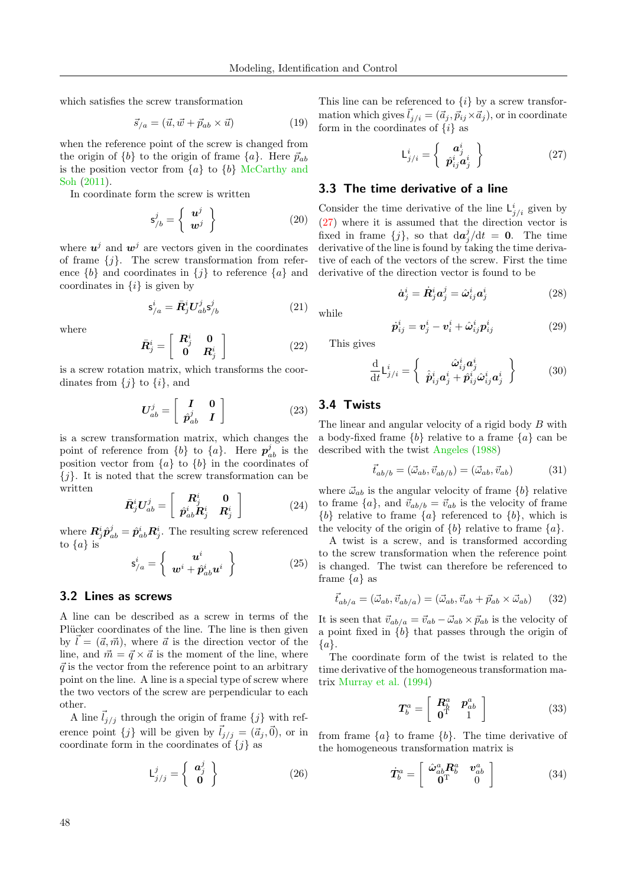which satisfies the screw transformation

$$\vec{s}_{/a} = (\vec{u}, \vec{w} + \vec{p}_{ab} \times \vec{u}) \tag{19}$$

when the reference point of the screw is changed from the origin of $\{b\}$ to the origin of frame $\{a\}$. Here $\vec{p}_{ab}$ is the position vector from $\{a\}$ to $\{b\}$ McCarthy and Soh (2011).

In coordinate form the screw is written

$$\mathsf{s}^j_{/b} = \left\{ \begin{array}{c} \boldsymbol{u}^j \\ \boldsymbol{w}^j \end{array} \right\} \tag{20}$$

where $\boldsymbol{u}^j$ and $\boldsymbol{w}^j$ are vectors given in the coordinates of frame $\{j\}$. The screw transformation from reference $\{b\}$ and coordinates in $\{j\}$ to reference $\{a\}$ and coordinates in $\{i\}$ is given by

$$\mathsf{s}^i_{/a} = \bar{\boldsymbol{R}}^i_j \boldsymbol{U}^j_{ab} \mathsf{s}^j_{/b} \tag{21}$$

where

$$\bar{\boldsymbol{R}}^i_j = \left[ \begin{array}{cc} \boldsymbol{R}^i_j & \boldsymbol{0} \\ \boldsymbol{0} & \boldsymbol{R}^i_j \end{array} \right] \tag{22}$$

is a screw rotation matrix, which transforms the coordinates from $\{j\}$ to $\{i\}$, and

$$\boldsymbol{U}^j_{ab} = \left[ \begin{array}{cc} \boldsymbol{I} & \boldsymbol{0} \\ \hat{\boldsymbol{p}}^j_{ab} & \boldsymbol{I} \end{array} \right] \tag{23}$$

is a screw transformation matrix, which changes the point of reference from $\{b\}$ to $\{a\}$. Here $\boldsymbol{p}^j_{ab}$ is the position vector from $\{a\}$ to $\{b\}$ in the coordinates of $\{j\}$. It is noted that the screw transformation can be written

$$\bar{\boldsymbol{R}}^i_j \boldsymbol{U}^j_{ab} = \left[ \begin{array}{cc} \boldsymbol{R}^i_j & \boldsymbol{0} \\ \hat{\boldsymbol{p}}^i_{ab} \boldsymbol{R}^i_j & \boldsymbol{R}^i_j \end{array} \right] \tag{24}$$

where $\boldsymbol{R}^i_j \hat{\boldsymbol{p}}^j_{ab} = \hat{\boldsymbol{p}}^i_{ab} \boldsymbol{R}^i_j$. The resulting screw referenced to $\{a\}$ is

$$\mathsf{s}^i_{/a} = \left\{ \begin{array}{c} \boldsymbol{u}^i \\ \boldsymbol{w}^i + \hat{\boldsymbol{p}}^i_{ab} \boldsymbol{u}^i \end{array} \right\} \tag{25}$$

## 3.2 Lines as screws

A line can be described as a screw in terms of the Plücker coordinates of the line. The line is then given by $\vec{l} = (\vec{a}, \vec{m})$, where $\vec{a}$ is the direction vector of the line, and $\vec{m} = \vec{q} \times \vec{a}$ is the moment of the line, where $\vec{q}$ is the vector from the reference point to an arbitrary point on the line. A line is a special type of screw where the two vectors of the screw are perpendicular to each other.

A line $\vec{l}_{j/j}$ through the origin of frame $\{j\}$ with reference point $\{j\}$ will be given by $\vec{l}_{j/j} = (\vec{a}_j, \vec{0})$, or in coordinate form in the coordinates of $\{j\}$ as

$$\mathsf{L}^j_{j/j} = \left\{ \begin{array}{c} \boldsymbol{a}^j_j \\ \boldsymbol{0} \end{array} \right\} \tag{26}$$

This line can be referenced to $\{i\}$ by a screw transformation which gives $\vec{l}_{j/i} = (\vec{a}_j, \vec{p}_{ij} \times \vec{a}_j)$, or in coordinate form in the coordinates of $\{i\}$ as

$$\mathsf{L}^i_{j/i} = \left\{ \begin{array}{c} \boldsymbol{a}^i_j \\ \hat{\boldsymbol{p}}^i_{ij} \boldsymbol{a}^i_j \end{array} \right\} \tag{27}$$

## 3.3 The time derivative of a line

Consider the time derivative of the line $\mathsf{L}^i_{j/i}$ given by (27) where it is assumed that the direction vector is fixed in frame $\{j\}$, so that $\mathrm{d}\boldsymbol{a}^j_j/\mathrm{d}t = \boldsymbol{0}$. The time derivative of the line is found by taking the time derivative of each of the vectors of the screw. First the time derivative of the direction vector is found to be

$$\dot{\boldsymbol{a}}^i_j = \dot{\boldsymbol{R}}^i_j \boldsymbol{a}^j_j = \hat{\boldsymbol{\omega}}^i_{ij} \boldsymbol{a}^i_j \tag{28}$$

while

$$\dot{\boldsymbol{p}}^i_{ij} = \boldsymbol{v}^i_j - \boldsymbol{v}^i_i + \hat{\boldsymbol{\omega}}^i_{ij} \boldsymbol{p}^i_{ij} \tag{29}$$

This gives

$$\frac{\mathrm{d}}{\mathrm{d}t} \mathsf{L}^i_{j/i} = \left\{ \begin{array}{c} \hat{\boldsymbol{\omega}}^i_{ij} \boldsymbol{a}^i_j \\ \hat{\dot{\boldsymbol{p}}}^i_{ij} \boldsymbol{a}^i_j + \hat{\boldsymbol{p}}^i_{ij} \hat{\boldsymbol{\omega}}^i_{ij} \boldsymbol{a}^i_j \end{array} \right\} \tag{30}$$

## 3.4 Twists

The linear and angular velocity of a rigid body $B$ with a body-fixed frame $\{b\}$ relative to a frame $\{a\}$ can be described with the twist Angeles (1988)

$$\vec{t}_{ab/b} = (\vec{\omega}_{ab}, \vec{v}_{ab/b}) = (\vec{\omega}_{ab}, \vec{v}_{ab}) \tag{31}$$

where $\vec{\omega}_{ab}$ is the angular velocity of frame $\{b\}$ relative to frame $\{a\}$, and $\vec{v}_{ab/b} = \vec{v}_{ab}$ is the velocity of frame $\{b\}$ relative to frame $\{a\}$ referenced to $\{b\}$, which is the velocity of the origin of $\{b\}$ relative to frame $\{a\}$.

A twist is a screw, and is transformed according to the screw transformation when the reference point is changed. The twist can therefore be referenced to frame $\{a\}$ as

$$\vec{t}_{ab/a} = (\vec{\omega}_{ab}, \vec{v}_{ab/a}) = (\vec{\omega}_{ab}, \vec{v}_{ab} + \vec{p}_{ab} \times \vec{\omega}_{ab}) \tag{32}$$

It is seen that $\vec{v}_{ab/a} = \vec{v}_{ab} - \vec{\omega}_{ab} \times \vec{p}_{ab}$ is the velocity of a point fixed in $\{b\}$ that passes through the origin of $\{a\}$.

The coordinate form of the twist is related to the time derivative of the homogeneous transformation matrix Murray et al. (1994)

$$\boldsymbol{T}^a_b = \left[ \begin{array}{cc} \boldsymbol{R}^a_b & \boldsymbol{p}^a_{ab} \\ \boldsymbol{0}^{\mathrm{T}} & 1 \end{array} \right] \tag{33}$$

from frame $\{a\}$ to frame $\{b\}$. The time derivative of the homogeneous transformation matrix is

$$\dot{\boldsymbol{T}}^a_b = \left[ \begin{array}{cc} \hat{\boldsymbol{\omega}}^a_{ab} \boldsymbol{R}^a_b & \boldsymbol{v}^a_{ab} \\ \boldsymbol{0}^{\mathrm{T}} & 0 \end{array} \right] \tag{34}$$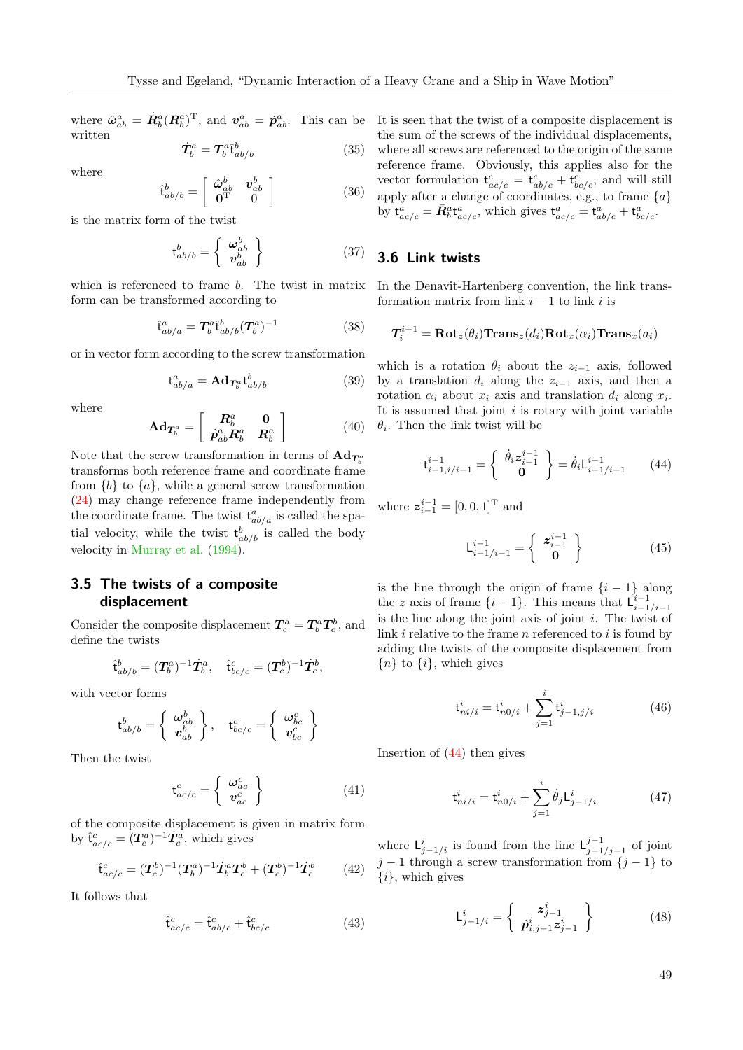where $\hat{\boldsymbol{\omega}}^a_{ab} = \dot{\boldsymbol{R}}^a_b (\boldsymbol{R}^a_b)^{\mathrm{T}}$, and $\boldsymbol{v}^a_{ab} = \dot{\boldsymbol{p}}^a_{ab}$. This can be written

$$\dot{\boldsymbol{T}}^a_b = \boldsymbol{T}^a_b \hat{\mathsf{t}}^b_{ab/b} \tag{35}$$

where

$$\hat{\mathsf{t}}^b_{ab/b} = \begin{bmatrix} \hat{\boldsymbol{\omega}}^b_{ab} & \boldsymbol{v}^b_{ab} \\ \boldsymbol{0}^{\mathrm{T}} & 0 \end{bmatrix} \tag{36}$$

is the matrix form of the twist

$$\mathsf{t}^b_{ab/b} = \left\{ \begin{array}{c} \boldsymbol{\omega}^b_{ab} \\ \boldsymbol{v}^b_{ab} \end{array} \right\} \tag{37}$$

which is referenced to frame $b$. The twist in matrix form can be transformed according to

$$\hat{\mathsf{t}}^a_{ab/a} = \boldsymbol{T}^a_b \hat{\mathsf{t}}^b_{ab/b} (\boldsymbol{T}^a_b)^{-1} \tag{38}$$

or in vector form according to the screw transformation

$$\mathsf{t}^a_{ab/a} = \mathbf{Ad}_{\boldsymbol{T}^a_b} \mathsf{t}^b_{ab/b} \tag{39}$$

where

$$\mathbf{Ad}_{\boldsymbol{T}^a_b} = \begin{bmatrix} \boldsymbol{R}^a_b & \boldsymbol{0} \\ \hat{\boldsymbol{p}}^a_{ab}\boldsymbol{R}^a_b & \boldsymbol{R}^a_b \end{bmatrix} \tag{40}$$

Note that the screw transformation in terms of $\mathbf{Ad}_{\boldsymbol{T}^a_b}$ transforms both reference frame and coordinate frame from $\{b\}$ to $\{a\}$, while a general screw transformation (24) may change reference frame independently from the coordinate frame. The twist $\mathsf{t}^a_{ab/a}$ is called the spatial velocity, while the twist $\mathsf{t}^b_{ab/b}$ is called the body velocity in Murray et al. (1994).

## 3.5 The twists of a composite displacement

Consider the composite displacement $\boldsymbol{T}^a_c = \boldsymbol{T}^a_b \boldsymbol{T}^b_c$, and define the twists

$$\hat{\mathsf{t}}^b_{ab/b} = (\boldsymbol{T}^a_b)^{-1}\dot{\boldsymbol{T}}^a_b, \quad \hat{\mathsf{t}}^c_{bc/c} = (\boldsymbol{T}^b_c)^{-1}\dot{\boldsymbol{T}}^b_c,$$

with vector forms

$$\mathsf{t}^b_{ab/b} = \left\{ \begin{array}{c} \boldsymbol{\omega}^b_{ab} \\ \boldsymbol{v}^b_{ab} \end{array} \right\}, \quad \mathsf{t}^c_{bc/c} = \left\{ \begin{array}{c} \boldsymbol{\omega}^c_{bc} \\ \boldsymbol{v}^c_{bc} \end{array} \right\}$$

Then the twist

$$\mathsf{t}^c_{ac/c} = \left\{ \begin{array}{c} \boldsymbol{\omega}^c_{ac} \\ \boldsymbol{v}^c_{ac} \end{array} \right\} \tag{41}$$

of the composite displacement is given in matrix form by $\hat{\mathsf{t}}^c_{ac/c} = (\boldsymbol{T}^a_c)^{-1}\dot{\boldsymbol{T}}^a_c$, which gives

$$\hat{\mathsf{t}}^c_{ac/c} = (\boldsymbol{T}^b_c)^{-1}(\boldsymbol{T}^a_b)^{-1}\dot{\boldsymbol{T}}^a_b \boldsymbol{T}^b_c + (\boldsymbol{T}^b_c)^{-1}\dot{\boldsymbol{T}}^b_c \tag{42}$$

It follows that

$$\hat{\mathsf{t}}^c_{ac/c} = \hat{\mathsf{t}}^c_{ab/c} + \hat{\mathsf{t}}^c_{bc/c} \tag{43}$$

It is seen that the twist of a composite displacement is the sum of the screws of the individual displacements, where all screws are referenced to the origin of the same reference frame. Obviously, this applies also for the vector formulation $\mathsf{t}^c_{ac/c} = \mathsf{t}^c_{ab/c} + \mathsf{t}^c_{bc/c}$, and will still apply after a change of coordinates, e.g., to frame $\{a\}$ by $\mathsf{t}^a_{ac/c} = \bar{\boldsymbol{R}}^a_b \mathsf{t}^a_{ac/c}$, which gives $\mathsf{t}^a_{ac/c} = \mathsf{t}^a_{ab/c} + \mathsf{t}^a_{bc/c}$.

## 3.6 Link twists

In the Denavit-Hartenberg convention, the link transformation matrix from link $i-1$ to link $i$ is

$$\boldsymbol{T}^{i-1}_i = \mathbf{Rot}_z(\theta_i)\mathbf{Trans}_z(d_i)\mathbf{Rot}_x(\alpha_i)\mathbf{Trans}_x(a_i)$$

which is a rotation $\theta_i$ about the $z_{i-1}$ axis, followed by a translation $d_i$ along the $z_{i-1}$ axis, and then a rotation $\alpha_i$ about $x_i$ axis and translation $d_i$ along $x_i$. It is assumed that joint $i$ is rotary with joint variable $\theta_i$. Then the link twist will be

$$\mathsf{t}^{i-1}_{i-1,i/i-1} = \left\{ \begin{array}{c} \dot{\theta}_i \boldsymbol{z}^{i-1}_{i-1} \\ \boldsymbol{0} \end{array} \right\} = \dot{\theta}_i \mathsf{L}^{i-1}_{i-1/i-1} \tag{44}$$

where $\boldsymbol{z}^{i-1}_{i-1} = [0,0,1]^{\mathrm{T}}$ and

$$\mathsf{L}^{i-1}_{i-1/i-1} = \left\{ \begin{array}{c} \boldsymbol{z}^{i-1}_{i-1} \\ \boldsymbol{0} \end{array} \right\} \tag{45}$$

is the line through the origin of frame $\{i-1\}$ along the $z$ axis of frame $\{i-1\}$. This means that $\mathsf{L}^{i-1}_{i-1/i-1}$ is the line along the joint axis of joint $i$. The twist of link $i$ relative to the frame $n$ referenced to $i$ is found by adding the twists of the composite displacement from $\{n\}$ to $\{i\}$, which gives

$$\mathsf{t}^i_{ni/i} = \mathsf{t}^i_{n0/i} + \sum_{j=1}^{i} \mathsf{t}^i_{j-1,j/i} \tag{46}$$

Insertion of (44) then gives

$$\mathsf{t}^i_{ni/i} = \mathsf{t}^i_{n0/i} + \sum_{j=1}^{i} \dot{\theta}_j \mathsf{L}^i_{j-1/i} \tag{47}$$

where $\mathsf{L}^i_{j-1/i}$ is found from the line $\mathsf{L}^{j-1}_{j-1/j-1}$ of joint $j-1$ through a screw transformation from $\{j-1\}$ to $\{i\}$, which gives

$$\mathsf{L}^i_{j-1/i} = \left\{ \begin{array}{c} \boldsymbol{z}^i_{j-1} \\ \hat{\boldsymbol{p}}^i_{i,j-1}\boldsymbol{z}^i_{j-1} \end{array} \right\} \tag{48}$$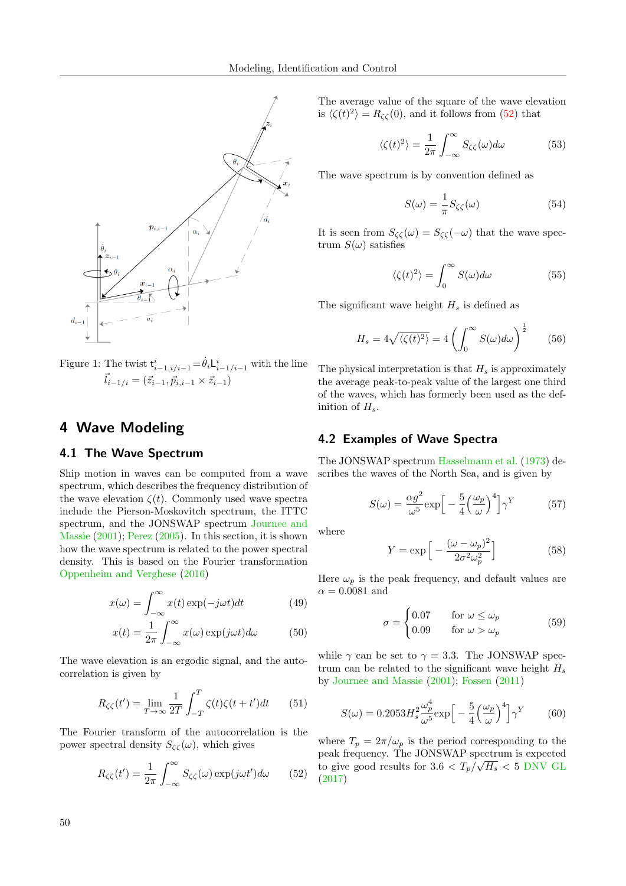Figure 1: The twist $\mathsf{t}^{i}_{i-1,i/i-1} = \dot{\theta}_i \mathsf{L}^{i}_{i-1/i-1}$ with the line $\vec{l}_{i-1/i} = (\vec{z}_{i-1}, \vec{p}_{i,i-1} \times \vec{z}_{i-1})$

# 4 Wave Modeling

## 4.1 The Wave Spectrum

Ship motion in waves can be computed from a wave spectrum, which describes the frequency distribution of the wave elevation $\zeta(t)$. Commonly used wave spectra include the Pierson-Moskovitch spectrum, the ITTC spectrum, and the JONSWAP spectrum Journee and Massie (2001); Perez (2005). In this section, it is shown how the wave spectrum is related to the power spectral density. This is based on the Fourier transformation Oppenheim and Verghese (2016)

$$x(\omega) = \int_{-\infty}^{\infty} x(t) \exp(-j\omega t) dt \tag{49}$$

$$x(t) = \frac{1}{2\pi} \int_{-\infty}^{\infty} x(\omega) \exp(j\omega t) d\omega \tag{50}$$

The wave elevation is an ergodic signal, and the autocorrelation is given by

$$R_{\zeta\zeta}(t') = \lim_{T\to\infty} \frac{1}{2T} \int_{-T}^{T} \zeta(t)\zeta(t+t')dt \tag{51}$$

The Fourier transform of the autocorrelation is the power spectral density $S_{\zeta\zeta}(\omega)$, which gives

$$R_{\zeta\zeta}(t') = \frac{1}{2\pi} \int_{-\infty}^{\infty} S_{\zeta\zeta}(\omega) \exp(j\omega t') d\omega \tag{52}$$

The average value of the square of the wave elevation is $\langle \zeta(t)^2 \rangle = R_{\zeta\zeta}(0)$, and it follows from (52) that

$$\langle \zeta(t)^2 \rangle = \frac{1}{2\pi} \int_{-\infty}^{\infty} S_{\zeta\zeta}(\omega) d\omega \tag{53}$$

The wave spectrum is by convention defined as

$$S(\omega) = \frac{1}{\pi} S_{\zeta\zeta}(\omega) \tag{54}$$

It is seen from $S_{\zeta\zeta}(\omega) = S_{\zeta\zeta}(-\omega)$ that the wave spectrum $S(\omega)$ satisfies

$$\langle \zeta(t)^2 \rangle = \int_{0}^{\infty} S(\omega) d\omega \tag{55}$$

The significant wave height $H_s$ is defined as

$$H_s = 4\sqrt{\langle \zeta(t)^2 \rangle} = 4 \left( \int_{0}^{\infty} S(\omega) d\omega \right)^{\frac{1}{2}} \tag{56}$$

The physical interpretation is that $H_s$ is approximately the average peak-to-peak value of the largest one third of the waves, which has formerly been used as the definition of $H_s$.

## 4.2 Examples of Wave Spectra

The JONSWAP spectrum Hasselmann et al. (1973) describes the waves of the North Sea, and is given by

$$S(\omega) = \frac{\alpha g^2}{\omega^5} \exp\Big[ -\frac{5}{4} \Big( \frac{\omega_p}{\omega} \Big)^4 \Big] \gamma^Y \tag{57}$$

where

$$Y = \exp\Big[ -\frac{(\omega - \omega_p)^2}{2\sigma^2 \omega_p^2} \Big] \tag{58}$$

Here $\omega_p$ is the peak frequency, and default values are $\alpha = 0.0081$ and

$$\sigma = \begin{cases} 0.07 & \text{for } \omega \leq \omega_p \\ 0.09 & \text{for } \omega > \omega_p \end{cases} \tag{59}$$

while $\gamma$ can be set to $\gamma = 3.3$. The JONSWAP spectrum can be related to the significant wave height $H_s$ by Journee and Massie (2001); Fossen (2011)

$$S(\omega) = 0.2053 H_s^2 \frac{\omega_p^4}{\omega^5} \exp\Big[ -\frac{5}{4} \Big( \frac{\omega_p}{\omega} \Big)^4 \Big] \gamma^Y \tag{60}$$

where $T_p = 2\pi/\omega_p$ is the period corresponding to the peak frequency. The JONSWAP spectrum is expected to give good results for $3.6 < T_p/\sqrt{H_s} < 5$ DNV GL (2017)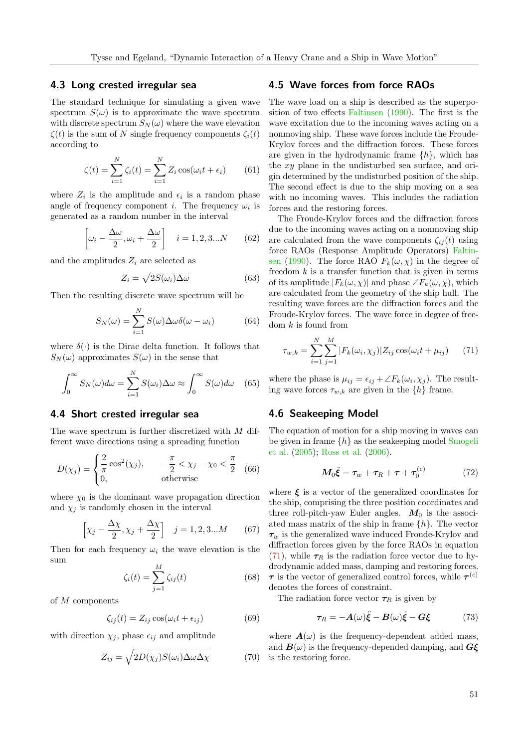### 4.3 Long crested irregular sea

The standard technique for simulating a given wave spectrum $S(\omega)$ is to approximate the wave spectrum with discrete spectrum $S_N(\omega)$ where the wave elevation $\zeta(t)$ is the sum of $N$ single frequency components $\zeta_i(t)$ according to

$$\zeta(t) = \sum_{i=1}^{N} \zeta_i(t) = \sum_{i=1}^{N} Z_i \cos(\omega_i t + \epsilon_i) \tag{61}$$

where $Z_i$ is the amplitude and $\epsilon_i$ is a random phase angle of frequency component $i$. The frequency $\omega_i$ is generated as a random number in the interval

$$\left[\omega_i - \frac{\Delta\omega}{2}, \omega_i + \frac{\Delta\omega}{2}\right] \quad i = 1, 2, 3...N \tag{62}$$

and the amplitudes $Z_i$ are selected as

$$Z_i = \sqrt{2S(\omega_i)\Delta\omega} \tag{63}$$

Then the resulting discrete wave spectrum will be

$$S_N(\omega) = \sum_{i=1}^{N} S(\omega)\Delta\omega\delta(\omega - \omega_i) \tag{64}$$

where $\delta(\cdot)$ is the Dirac delta function. It follows that $S_N(\omega)$ approximates $S(\omega)$ in the sense that

$$\int_0^\infty S_N(\omega)d\omega = \sum_{i=1}^{N} S(\omega_i)\Delta\omega \approx \int_0^\infty S(\omega)d\omega \tag{65}$$

### 4.4 Short crested irregular sea

The wave spectrum is further discretized with $M$ different wave directions using a spreading function

$$D(\chi_j) = \begin{cases} \dfrac{2}{\pi}\cos^2(\chi_j), & -\dfrac{\pi}{2} < \chi_j - \chi_0 < \dfrac{\pi}{2} \\ 0, & \text{otherwise} \end{cases} \tag{66}$$

where $\chi_0$ is the dominant wave propagation direction and $\chi_j$ is randomly chosen in the interval

$$\left[\chi_j - \frac{\Delta\chi}{2}, \chi_j + \frac{\Delta\chi}{2}\right] \quad j = 1, 2, 3...M \tag{67}$$

Then for each frequency $\omega_i$ the wave elevation is the sum

$$\zeta_i(t) = \sum_{j=1}^{M} \zeta_{ij}(t) \tag{68}$$

of $M$ components

$$\zeta_{ij}(t) = Z_{ij}\cos(\omega_i t + \epsilon_{ij}) \tag{69}$$

with direction $\chi_j$, phase $\epsilon_{ij}$ and amplitude

$$Z_{ij} = \sqrt{2D(\chi_j)S(\omega_i)\Delta\omega\Delta\chi} \tag{70}$$

### 4.5 Wave forces from force RAOs

The wave load on a ship is described as the superposition of two effects Faltinsen (1990). The first is the wave excitation due to the incoming waves acting on a nonmoving ship. These wave forces include the Froude-Krylov forces and the diffraction forces. These forces are given in the hydrodynamic frame $\{h\}$, which has the $xy$ plane in the undisturbed sea surface, and origin determined by the undisturbed position of the ship. The second effect is due to the ship moving on a sea with no incoming waves. This includes the radiation forces and the restoring forces.

The Froude-Krylov forces and the diffraction forces due to the incoming waves acting on a nonmoving ship are calculated from the wave components $\zeta_{ij}(t)$ using force RAOs (Response Amplitude Operators) Faltinsen (1990). The force RAO $F_k(\omega, \chi)$ in the degree of freedom $k$ is a transfer function that is given in terms of its amplitude $|F_k(\omega, \chi)|$ and phase $\angle F_k(\omega, \chi)$, which are calculated from the geometry of the ship hull. The resulting wave forces are the diffraction forces and the Froude-Krylov forces. The wave force in degree of freedom $k$ is found from

$$\tau_{w,k} = \sum_{i=1}^{N}\sum_{j=1}^{M} |F_k(\omega_i, \chi_j)| Z_{ij} \cos(\omega_i t + \mu_{ij}) \tag{71}$$

where the phase is $\mu_{ij} = \epsilon_{ij} + \angle F_k(\omega_i, \chi_j)$. The resulting wave forces $\tau_{w,k}$ are given in the $\{h\}$ frame.

### 4.6 Seakeeping Model

The equation of motion for a ship moving in waves can be given in frame $\{h\}$ as the seakeeping model Smogeli et al. (2005); Ross et al. (2006).

$$\boldsymbol{M}_0\ddot{\boldsymbol{\xi}} = \boldsymbol{\tau}_w + \boldsymbol{\tau}_R + \boldsymbol{\tau} + \boldsymbol{\tau}_0^{(c)} \tag{72}$$

where $\boldsymbol{\xi}$ is a vector of the generalized coordinates for the ship, comprising the three position coordinates and three roll-pitch-yaw Euler angles. $\boldsymbol{M}_0$ is the associated mass matrix of the ship in frame $\{h\}$. The vector $\boldsymbol{\tau}_w$ is the generalized wave induced Froude-Krylov and diffraction forces given by the force RAOs in equation (71), while $\boldsymbol{\tau}_R$ is the radiation force vector due to hydrodynamic added mass, damping and restoring forces. $\boldsymbol{\tau}$ is the vector of generalized control forces, while $\boldsymbol{\tau}^{(c)}$ denotes the forces of constraint.

The radiation force vector $\boldsymbol{\tau}_R$ is given by

$$\boldsymbol{\tau}_R = -\boldsymbol{A}(\omega)\ddot{\boldsymbol{\xi}} - \boldsymbol{B}(\omega)\dot{\boldsymbol{\xi}} - \boldsymbol{G}\boldsymbol{\xi} \tag{73}$$

where $\boldsymbol{A}(\omega)$ is the frequency-dependent added mass, and $\boldsymbol{B}(\omega)$ is the frequency-depended damping, and $\boldsymbol{G}\boldsymbol{\xi}$ is the restoring force.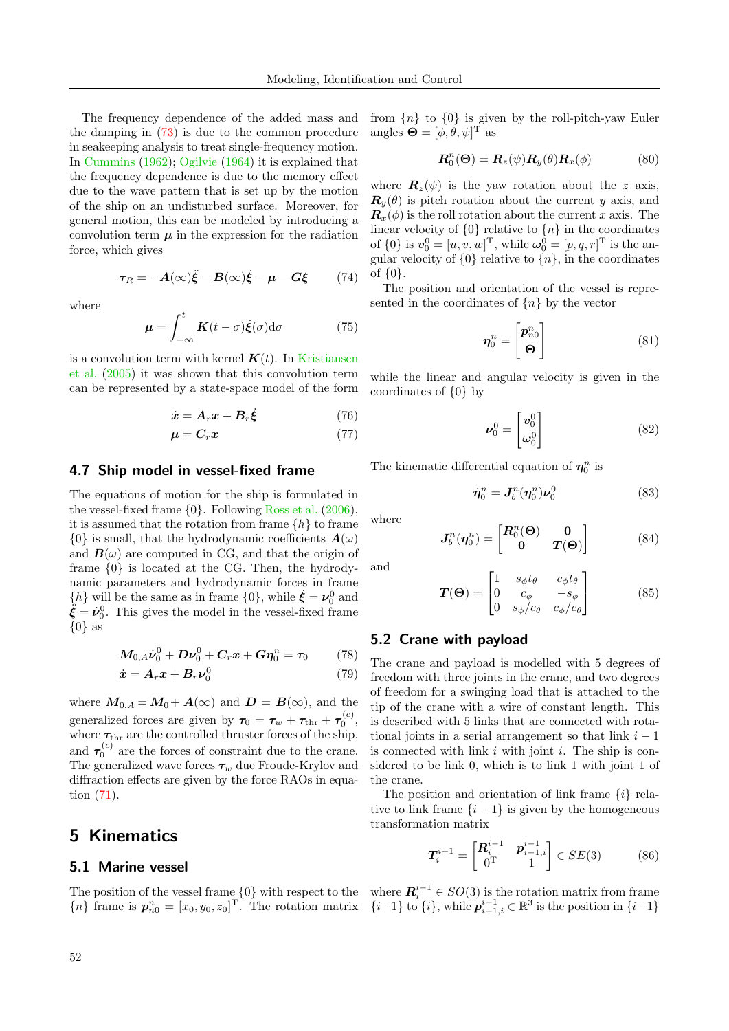The frequency dependence of the added mass and the damping in (73) is due to the common procedure in seakeeping analysis to treat single-frequency motion. In Cummins (1962); Ogilvie (1964) it is explained that the frequency dependence is due to the memory effect due to the wave pattern that is set up by the motion of the ship on an undisturbed surface. Moreover, for general motion, this can be modeled by introducing a convolution term $\boldsymbol{\mu}$ in the expression for the radiation force, which gives

$$\boldsymbol{\tau}_R = -\boldsymbol{A}(\infty)\ddot{\boldsymbol{\xi}} - \boldsymbol{B}(\infty)\dot{\boldsymbol{\xi}} - \boldsymbol{\mu} - \boldsymbol{G}\boldsymbol{\xi} \tag{74}$$

where

$$\boldsymbol{\mu} = \int_{-\infty}^{t} \boldsymbol{K}(t-\sigma)\dot{\boldsymbol{\xi}}(\sigma)\mathrm{d}\sigma \tag{75}$$

is a convolution term with kernel $\boldsymbol{K}(t)$. In Kristiansen et al. (2005) it was shown that this convolution term can be represented by a state-space model of the form

$$\dot{\boldsymbol{x}} = \boldsymbol{A}_r\boldsymbol{x} + \boldsymbol{B}_r\dot{\boldsymbol{\xi}} \tag{76}$$

$$\boldsymbol{\mu} = \boldsymbol{C}_r\boldsymbol{x} \tag{77}$$

### 4.7 Ship model in vessel-fixed frame

The equations of motion for the ship is formulated in the vessel-fixed frame $\{0\}$. Following Ross et al. (2006), it is assumed that the rotation from frame $\{h\}$ to frame $\{0\}$ is small, that the hydrodynamic coefficients $\boldsymbol{A}(\omega)$ and $\boldsymbol{B}(\omega)$ are computed in CG, and that the origin of frame $\{0\}$ is located at the CG. Then, the hydrodynamic parameters and hydrodynamic forces in frame $\{h\}$ will be the same as in frame $\{0\}$, while $\dot{\boldsymbol{\xi}} = \boldsymbol{\nu}_0^0$ and $\ddot{\boldsymbol{\xi}} = \dot{\boldsymbol{\nu}}_0^0$. This gives the model in the vessel-fixed frame $\{0\}$ as

$$\boldsymbol{M}_{0,A}\dot{\boldsymbol{\nu}}_0^0 + \boldsymbol{D}\boldsymbol{\nu}_0^0 + \boldsymbol{C}_r\boldsymbol{x} + \boldsymbol{G}\boldsymbol{\eta}_0^n = \boldsymbol{\tau}_0 \tag{78}$$

$$\dot{\boldsymbol{x}} = \boldsymbol{A}_r\boldsymbol{x} + \boldsymbol{B}_r\boldsymbol{\nu}_0^0 \tag{79}$$

where $\boldsymbol{M}_{0,A} = \boldsymbol{M}_0 + \boldsymbol{A}(\infty)$ and $\boldsymbol{D} = \boldsymbol{B}(\infty)$, and the generalized forces are given by $\boldsymbol{\tau}_0 = \boldsymbol{\tau}_w + \boldsymbol{\tau}_{\mathrm{thr}} + \boldsymbol{\tau}_0^{(c)}$, where $\boldsymbol{\tau}_{\mathrm{thr}}$ are the controlled thruster forces of the ship, and $\boldsymbol{\tau}_0^{(c)}$ are the forces of constraint due to the crane. The generalized wave forces $\boldsymbol{\tau}_w$ due Froude-Krylov and diffraction effects are given by the force RAOs in equation (71).

## 5 Kinematics

### 5.1 Marine vessel

The position of the vessel frame $\{0\}$ with respect to the $\{n\}$ frame is $\boldsymbol{p}_{n0}^n = [x_0, y_0, z_0]^{\mathrm{T}}$. The rotation matrix from $\{n\}$ to $\{0\}$ is given by the roll-pitch-yaw Euler angles $\boldsymbol{\Theta} = [\phi, \theta, \psi]^{\mathrm{T}}$ as

$$\boldsymbol{R}_0^n(\boldsymbol{\Theta}) = \boldsymbol{R}_z(\psi)\boldsymbol{R}_y(\theta)\boldsymbol{R}_x(\phi) \tag{80}$$

where $\boldsymbol{R}_z(\psi)$ is the yaw rotation about the $z$ axis, $\boldsymbol{R}_y(\theta)$ is pitch rotation about the current $y$ axis, and $\boldsymbol{R}_x(\phi)$ is the roll rotation about the current $x$ axis. The linear velocity of $\{0\}$ relative to $\{n\}$ in the coordinates of $\{0\}$ is $\boldsymbol{v}_0^0 = [u, v, w]^{\mathrm{T}}$, while $\boldsymbol{\omega}_0^0 = [p, q, r]^{\mathrm{T}}$ is the angular velocity of $\{0\}$ relative to $\{n\}$, in the coordinates of $\{0\}$.

The position and orientation of the vessel is represented in the coordinates of $\{n\}$ by the vector

$$\boldsymbol{\eta}_0^n = \begin{bmatrix} \boldsymbol{p}_{n0}^n \\ \boldsymbol{\Theta} \end{bmatrix} \tag{81}$$

while the linear and angular velocity is given in the coordinates of $\{0\}$ by

$$\boldsymbol{\nu}_0^0 = \begin{bmatrix} \boldsymbol{v}_0^0 \\ \boldsymbol{\omega}_0^0 \end{bmatrix} \tag{82}$$

The kinematic differential equation of $\boldsymbol{\eta}_0^n$ is

$$\dot{\boldsymbol{\eta}}_0^n = \boldsymbol{J}_b^n(\boldsymbol{\eta}_0^n)\boldsymbol{\nu}_0^0 \tag{83}$$

where

$$\boldsymbol{J}_b^n(\boldsymbol{\eta}_0^n) = \begin{bmatrix} \boldsymbol{R}_0^n(\boldsymbol{\Theta}) & \boldsymbol{0} \\ \boldsymbol{0} & \boldsymbol{T}(\boldsymbol{\Theta}) \end{bmatrix} \tag{84}$$

and

$$\boldsymbol{T}(\boldsymbol{\Theta}) = \begin{bmatrix} 1 & s_\phi t_\theta & c_\phi t_\theta \\ 0 & c_\phi & -s_\phi \\ 0 & s_\phi/c_\theta & c_\phi/c_\theta \end{bmatrix} \tag{85}$$

### 5.2 Crane with payload

The crane and payload is modelled with 5 degrees of freedom with three joints in the crane, and two degrees of freedom for a swinging load that is attached to the tip of the crane with a wire of constant length. This is described with 5 links that are connected with rotational joints in a serial arrangement so that link $i-1$ is connected with link $i$ with joint $i$. The ship is considered to be link 0, which is to link 1 with joint 1 of the crane.

The position and orientation of link frame $\{i\}$ relative to link frame $\{i-1\}$ is given by the homogeneous transformation matrix

$$\boldsymbol{T}_i^{i-1} = \begin{bmatrix} \boldsymbol{R}_i^{i-1} & \boldsymbol{p}_{i-1,i}^{i-1} \\ 0^{\mathrm{T}} & 1 \end{bmatrix} \in SE(3) \tag{86}$$

where $\boldsymbol{R}_i^{i-1} \in SO(3)$ is the rotation matrix from frame $\{i-1\}$ to $\{i\}$, while $\boldsymbol{p}_{i-1,i}^{i-1} \in \mathbb{R}^3$ is the position in $\{i-1\}$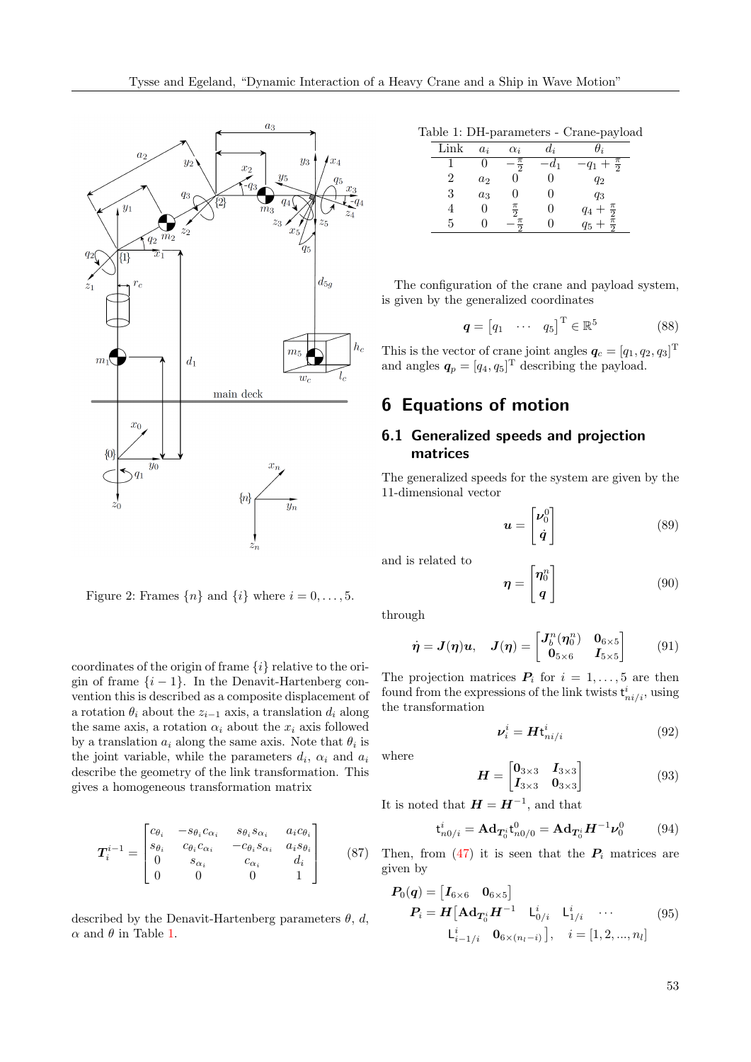Figure 2: Frames $\{n\}$ and $\{i\}$ where $i = 0, \dots, 5$.

coordinates of the origin of frame $\{i\}$ relative to the origin of frame $\{i-1\}$. In the Denavit-Hartenberg convention this is described as a composite displacement of a rotation $\theta_i$ about the $z_{i-1}$ axis, a translation $d_i$ along the same axis, a rotation $\alpha_i$ about the $x_i$ axis followed by a translation $a_i$ along the same axis. Note that $\theta_i$ is the joint variable, while the parameters $d_i$, $\alpha_i$ and $a_i$ describe the geometry of the link transformation. This gives a homogeneous transformation matrix

$$\boldsymbol{T}_i^{i-1} = \begin{bmatrix} c_{\theta_i} & -s_{\theta_i}c_{\alpha_i} & s_{\theta_i}s_{\alpha_i} & a_i c_{\theta_i} \\ s_{\theta_i} & c_{\theta_i}c_{\alpha_i} & -c_{\theta_i}s_{\alpha_i} & a_i s_{\theta_i} \\ 0 & s_{\alpha_i} & c_{\alpha_i} & d_i \\ 0 & 0 & 0 & 1 \end{bmatrix} \tag{87}$$

described by the Denavit-Hartenberg parameters $\theta$, $d$, $\alpha$ and $\theta$ in Table 1.

Table 1: DH-parameters - Crane-payload

| Link | $a_i$ | $\alpha_i$ | $d_i$ | $\theta_i$ |
|---|---|---|---|---|
| 1 | 0 | $-\frac{\pi}{2}$ | $-d_1$ | $-q_1 + \frac{\pi}{2}$ |
| 2 | $a_2$ | 0 | 0 | $q_2$ |
| 3 | $a_3$ | 0 | 0 | $q_3$ |
| 4 | 0 | $\frac{\pi}{2}$ | 0 | $q_4 + \frac{\pi}{2}$ |
| 5 | 0 | $-\frac{\pi}{2}$ | 0 | $q_5 + \frac{\pi}{2}$ |

The configuration of the crane and payload system, is given by the generalized coordinates

$$\boldsymbol{q} = \begin{bmatrix} q_1 & \cdots & q_5 \end{bmatrix}^{\mathrm{T}} \in \mathbb{R}^5 \tag{88}$$

This is the vector of crane joint angles $\boldsymbol{q}_c = [q_1, q_2, q_3]^{\mathrm{T}}$ and angles $\boldsymbol{q}_p = [q_4, q_5]^{\mathrm{T}}$ describing the payload.

# 6 Equations of motion

## 6.1 Generalized speeds and projection matrices

The generalized speeds for the system are given by the 11-dimensional vector

$$\boldsymbol{u} = \begin{bmatrix} \boldsymbol{\nu}_0^0 \\ \dot{\boldsymbol{q}} \end{bmatrix} \tag{89}$$

and is related to

$$\boldsymbol{\eta} = \begin{bmatrix} \boldsymbol{\eta}_0^n \\ \boldsymbol{q} \end{bmatrix} \tag{90}$$

through

$$\dot{\boldsymbol{\eta}} = \boldsymbol{J}(\boldsymbol{\eta})\boldsymbol{u}, \quad \boldsymbol{J}(\boldsymbol{\eta}) = \begin{bmatrix} \boldsymbol{J}_b^n(\boldsymbol{\eta}_0^n) & \boldsymbol{0}_{6\times 5} \\ \boldsymbol{0}_{5\times 6} & \boldsymbol{I}_{5\times 5} \end{bmatrix} \tag{91}$$

The projection matrices $\boldsymbol{P}_i$ for $i = 1, \dots, 5$ are then found from the expressions of the link twists $\mathsf{t}_{ni/i}^i$, using the transformation

$$\boldsymbol{\nu}_i^i = \boldsymbol{H}\mathsf{t}_{ni/i}^i \tag{92}$$

where

$$\boldsymbol{H} = \begin{bmatrix} \boldsymbol{0}_{3\times 3} & \boldsymbol{I}_{3\times 3} \\ \boldsymbol{I}_{3\times 3} & \boldsymbol{0}_{3\times 3} \end{bmatrix} \tag{93}$$

It is noted that $\boldsymbol{H} = \boldsymbol{H}^{-1}$, and that

$$\mathsf{t}_{n0/i}^i = \mathbf{Ad}_{\boldsymbol{T}_0^i}\mathsf{t}_{n0/0}^0 = \mathbf{Ad}_{\boldsymbol{T}_0^i}\boldsymbol{H}^{-1}\boldsymbol{\nu}_0^0 \tag{94}$$

Then, from (47) it is seen that the $\boldsymbol{P}_i$ matrices are given by

$$\begin{aligned} \boldsymbol{P}_0(\boldsymbol{q}) &= \begin{bmatrix} \boldsymbol{I}_{6\times 6} & \boldsymbol{0}_{6\times 5} \end{bmatrix} \\ \boldsymbol{P}_i &= \boldsymbol{H}\big[\mathbf{Ad}_{\boldsymbol{T}_0^i}\boldsymbol{H}^{-1} \quad \mathsf{L}_{0/i}^i \quad \mathsf{L}_{1/i}^i \quad \cdots \\ &\qquad \mathsf{L}_{i-1/i}^i \quad \boldsymbol{0}_{6\times(n_l - i)}\big], \quad i = [1, 2, ..., n_l] \end{aligned} \tag{95}$$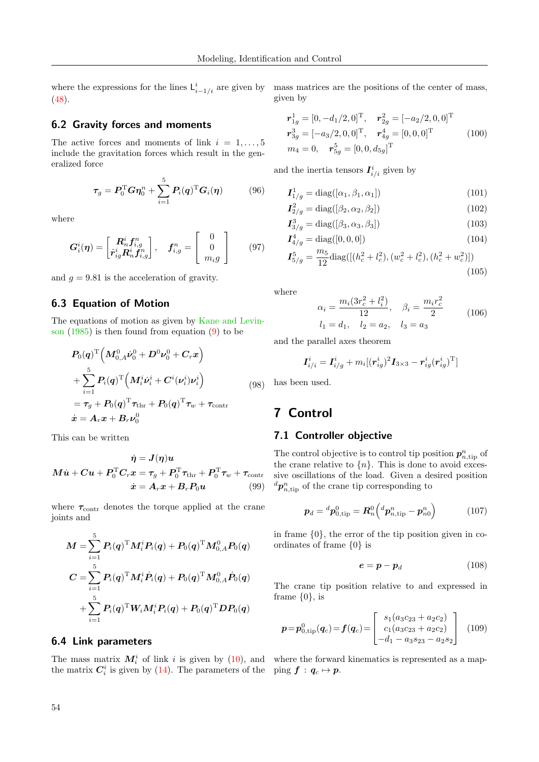where the expressions for the lines $\mathsf{L}^i_{i-1/i}$ are given by (48).

## 6.2 Gravity forces and moments

The active forces and moments of link $i = 1, \ldots, 5$ include the gravitation forces which result in the generalized force

$$\boldsymbol{\tau}_g = \boldsymbol{P}_0^{\mathrm{T}} \boldsymbol{G} \boldsymbol{\eta}_0^n + \sum_{i=1}^{5} \boldsymbol{P}_i(\boldsymbol{q})^{\mathrm{T}} \boldsymbol{G}_i(\boldsymbol{\eta}) \tag{96}$$

where

$$\boldsymbol{G}_i^i(\boldsymbol{\eta}) = \begin{bmatrix} \boldsymbol{R}_n^i \boldsymbol{f}_{i,g}^n \\ \hat{\boldsymbol{r}}_{ig}^i \boldsymbol{R}_n^i \boldsymbol{f}_{i,g}^n \end{bmatrix}, \quad \boldsymbol{f}_{i,g}^n = \begin{bmatrix} 0 \\ 0 \\ m_i g \end{bmatrix} \tag{97}$$

and $g = 9.81$ is the acceleration of gravity.

## 6.3 Equation of Motion

The equations of motion as given by Kane and Levinson (1985) is then found from equation (9) to be

$$\begin{aligned}
&\boldsymbol{P}_0(\boldsymbol{q})^{\mathrm{T}}\Big(\boldsymbol{M}_{0,A}^0 \dot{\boldsymbol{\nu}}_0^0 + \boldsymbol{D}^0 \boldsymbol{\nu}_0^0 + \boldsymbol{C}_r \boldsymbol{x}\Big) \\
&+ \sum_{i=1}^{5} \boldsymbol{P}_i(\boldsymbol{q})^{\mathrm{T}}\Big(\boldsymbol{M}_i^i \dot{\boldsymbol{\nu}}_i^i + \boldsymbol{C}^i(\boldsymbol{\nu}_i^i)\boldsymbol{\nu}_i^i\Big) \\
&= \boldsymbol{\tau}_g + \boldsymbol{P}_0(\boldsymbol{q})^{\mathrm{T}} \boldsymbol{\tau}_{\mathrm{thr}} + \boldsymbol{P}_0(\boldsymbol{q})^{\mathrm{T}} \boldsymbol{\tau}_w + \boldsymbol{\tau}_{\mathrm{contr}} \\
&\dot{\boldsymbol{x}} = \boldsymbol{A}_r \boldsymbol{x} + \boldsymbol{B}_r \boldsymbol{\nu}_0^0
\end{aligned} \tag{98}$$

This can be written

$$\begin{aligned}
\dot{\boldsymbol{\eta}} &= \boldsymbol{J}(\boldsymbol{\eta})\boldsymbol{u} \\
\boldsymbol{M}\dot{\boldsymbol{u}} + \boldsymbol{C}\boldsymbol{u} + \boldsymbol{P}_0^{\mathrm{T}} \boldsymbol{C}_r \boldsymbol{x} &= \boldsymbol{\tau}_g + \boldsymbol{P}_0^{\mathrm{T}} \boldsymbol{\tau}_{\mathrm{thr}} + \boldsymbol{P}_0^{\mathrm{T}} \boldsymbol{\tau}_w + \boldsymbol{\tau}_{\mathrm{contr}} \\
\dot{\boldsymbol{x}} &= \boldsymbol{A}_r \boldsymbol{x} + \boldsymbol{B}_r \boldsymbol{P}_0 \boldsymbol{u}
\end{aligned} \tag{99}$$

where $\boldsymbol{\tau}_{\mathrm{contr}}$ denotes the torque applied at the crane joints and

$$\begin{aligned}
\boldsymbol{M} &= \sum_{i=1}^{5} \boldsymbol{P}_i(\boldsymbol{q})^{\mathrm{T}} \boldsymbol{M}_i^i \boldsymbol{P}_i(\boldsymbol{q}) + \boldsymbol{P}_0(\boldsymbol{q})^{\mathrm{T}} \boldsymbol{M}_{0,A}^0 \boldsymbol{P}_0(\boldsymbol{q}) \\
\boldsymbol{C} &= \sum_{i=1}^{5} \boldsymbol{P}_i(\boldsymbol{q})^{\mathrm{T}} \boldsymbol{M}_i^i \dot{\boldsymbol{P}}_i(\boldsymbol{q}) + \boldsymbol{P}_0(\boldsymbol{q})^{\mathrm{T}} \boldsymbol{M}_{0,A}^0 \dot{\boldsymbol{P}}_0(\boldsymbol{q}) \\
&\quad + \sum_{i=1}^{5} \boldsymbol{P}_i(\boldsymbol{q})^{\mathrm{T}} \boldsymbol{W}_i \boldsymbol{M}_i^i \boldsymbol{P}_i(\boldsymbol{q}) + \boldsymbol{P}_0(\boldsymbol{q})^{\mathrm{T}} \boldsymbol{D} \boldsymbol{P}_0(\boldsymbol{q})
\end{aligned}$$

## 6.4 Link parameters

The mass matrix $\boldsymbol{M}_i^i$ of link $i$ is given by (10), and the matrix $\boldsymbol{C}_i^i$ is given by (14). The parameters of the mass matrices are the positions of the center of mass, given by

$$\begin{aligned}
&\boldsymbol{r}_{1g}^1 = [0, -d_1/2, 0]^{\mathrm{T}}, \quad \boldsymbol{r}_{2g}^2 = [-a_2/2, 0, 0]^{\mathrm{T}} \\
&\boldsymbol{r}_{3g}^3 = [-a_3/2, 0, 0]^{\mathrm{T}}, \quad \boldsymbol{r}_{4g}^4 = [0, 0, 0]^{\mathrm{T}} \\
&m_4 = 0, \quad \boldsymbol{r}_{5g}^5 = [0, 0, d_{5g}]^{\mathrm{T}}
\end{aligned} \tag{100}$$

and the inertia tensors $\boldsymbol{I}_{i/i}^i$ given by

$$\boldsymbol{I}_{1/g}^1 = \mathrm{diag}([\alpha_1, \beta_1, \alpha_1]) \tag{101}$$

$$\boldsymbol{I}_{2/g}^2 = \mathrm{diag}([\beta_2, \alpha_2, \beta_2]) \tag{102}$$

$$\boldsymbol{I}_{3/g}^3 = \mathrm{diag}([\beta_3, \alpha_3, \beta_3]) \tag{103}$$

$$\boldsymbol{I}_{4/g}^4 = \mathrm{diag}([0, 0, 0]) \tag{104}$$

$$\boldsymbol{I}_{5/g}^5 = \frac{m_5}{12}\mathrm{diag}([(h_c^2 + l_c^2), (w_c^2 + l_c^2), (h_c^2 + w_c^2)]) \tag{105}$$

where

$$\begin{aligned}
&\alpha_i = \frac{m_i(3r_c^2 + l_i^2)}{12}, \quad \beta_i = \frac{m_i r_c^2}{2} \\
&l_1 = d_1, \quad l_2 = a_2, \quad l_3 = a_3
\end{aligned} \tag{106}$$

and the parallel axes theorem

$$\boldsymbol{I}_{i/i}^i = \boldsymbol{I}_{i/g}^i + m_i[(\boldsymbol{r}_{ig}^i)^2 \boldsymbol{I}_{3\times 3} - \boldsymbol{r}_{ig}^i(\boldsymbol{r}_{ig}^i)^{\mathrm{T}}]$$

has been used.

# 7 Control

## 7.1 Controller objective

The control objective is to control tip position $\boldsymbol{p}_{n,\mathrm{tip}}^n$ of the crane relative to $\{n\}$. This is done to avoid excessive oscillations of the load. Given a desired position ${}^d\boldsymbol{p}_{n,\mathrm{tip}}^n$ of the crane tip corresponding to

$$\boldsymbol{p}_d = {}^d\boldsymbol{p}_{0,\mathrm{tip}}^0 = \boldsymbol{R}_n^0\Big({}^d\boldsymbol{p}_{n,\mathrm{tip}}^n - \boldsymbol{p}_{n0}^n\Big) \tag{107}$$

in frame $\{0\}$, the error of the tip position given in coordinates of frame $\{0\}$ is

$$\boldsymbol{e} = \boldsymbol{p} - \boldsymbol{p}_d \tag{108}$$

The crane tip position relative to and expressed in frame $\{0\}$, is

$$\boldsymbol{p} = \boldsymbol{p}_{0,\mathrm{tip}}^0(\boldsymbol{q}_c) = \boldsymbol{f}(\boldsymbol{q}_c) = \begin{bmatrix} s_1(a_3 c_{23} + a_2 c_2) \\ c_1(a_3 c_{23} + a_2 c_2) \\ -d_1 - a_3 s_{23} - a_2 s_2 \end{bmatrix} \tag{109}$$

where the forward kinematics is represented as a mapping $\boldsymbol{f} : \boldsymbol{q}_c \mapsto \boldsymbol{p}$.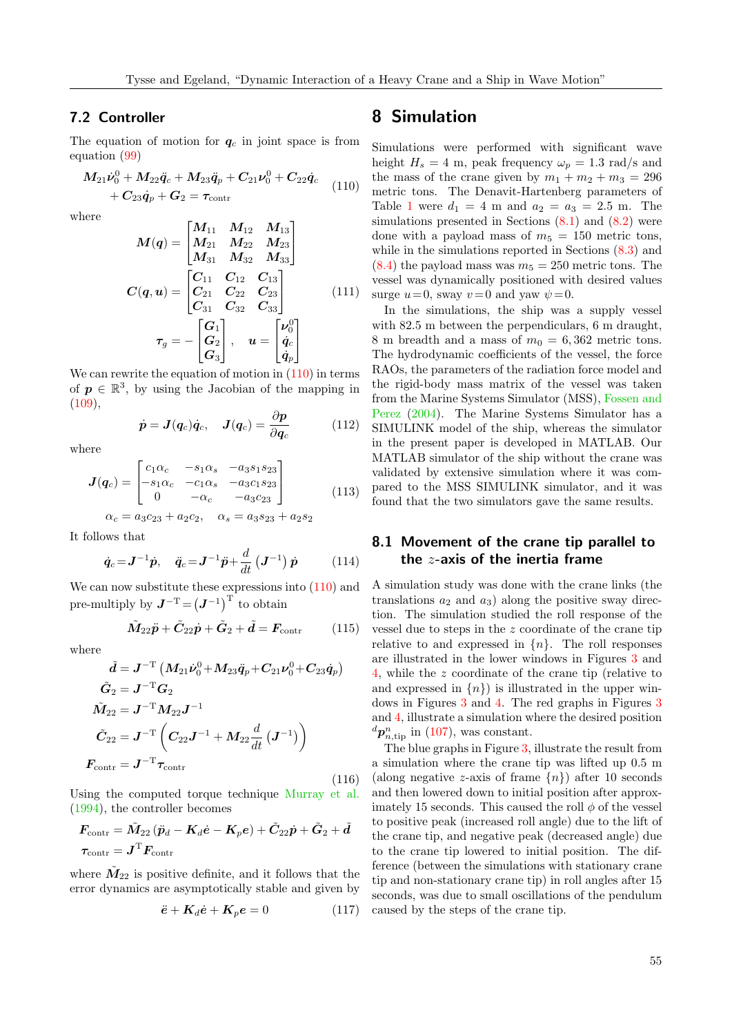### 7.2 Controller

The equation of motion for $\boldsymbol{q}_c$ in joint space is from equation (99)

$$\boldsymbol{M}_{21}\dot{\boldsymbol{\nu}}_0^0 + \boldsymbol{M}_{22}\ddot{\boldsymbol{q}}_c + \boldsymbol{M}_{23}\ddot{\boldsymbol{q}}_p + \boldsymbol{C}_{21}\boldsymbol{\nu}_0^0 + \boldsymbol{C}_{22}\dot{\boldsymbol{q}}_c + \boldsymbol{C}_{23}\dot{\boldsymbol{q}}_p + \boldsymbol{G}_2 = \boldsymbol{\tau}_{\text{contr}} \tag{110}$$

where

$$\boldsymbol{M}(\boldsymbol{q}) = \begin{bmatrix} \boldsymbol{M}_{11} & \boldsymbol{M}_{12} & \boldsymbol{M}_{13} \\ \boldsymbol{M}_{21} & \boldsymbol{M}_{22} & \boldsymbol{M}_{23} \\ \boldsymbol{M}_{31} & \boldsymbol{M}_{32} & \boldsymbol{M}_{33} \end{bmatrix}$$

$$\boldsymbol{C}(\boldsymbol{q},\boldsymbol{u}) = \begin{bmatrix} \boldsymbol{C}_{11} & \boldsymbol{C}_{12} & \boldsymbol{C}_{13} \\ \boldsymbol{C}_{21} & \boldsymbol{C}_{22} & \boldsymbol{C}_{23} \\ \boldsymbol{C}_{31} & \boldsymbol{C}_{32} & \boldsymbol{C}_{33} \end{bmatrix} \tag{111}$$

$$\boldsymbol{\tau}_g = -\begin{bmatrix} \boldsymbol{G}_1 \\ \boldsymbol{G}_2 \\ \boldsymbol{G}_3 \end{bmatrix}, \quad \boldsymbol{u} = \begin{bmatrix} \boldsymbol{\nu}_0^0 \\ \dot{\boldsymbol{q}}_c \\ \dot{\boldsymbol{q}}_p \end{bmatrix}$$

We can rewrite the equation of motion in (110) in terms of $\boldsymbol{p} \in \mathbb{R}^3$, by using the Jacobian of the mapping in (109),

$$\dot{\boldsymbol{p}} = \boldsymbol{J}(\boldsymbol{q}_c)\dot{\boldsymbol{q}}_c, \quad \boldsymbol{J}(\boldsymbol{q}_c) = \frac{\partial \boldsymbol{p}}{\partial \boldsymbol{q}_c} \tag{112}$$

where

$$\boldsymbol{J}(\boldsymbol{q}_c) = \begin{bmatrix} c_1\alpha_c & -s_1\alpha_s & -a_3 s_1 s_{23} \\ -s_1\alpha_c & -c_1\alpha_s & -a_3 c_1 s_{23} \\ 0 & -\alpha_c & -a_3 c_{23} \end{bmatrix} \tag{113}$$

$$\alpha_c = a_3 c_{23} + a_2 c_2, \quad \alpha_s = a_3 s_{23} + a_2 s_2$$

It follows that

$$\dot{\boldsymbol{q}}_c = \boldsymbol{J}^{-1}\dot{\boldsymbol{p}}, \quad \ddot{\boldsymbol{q}}_c = \boldsymbol{J}^{-1}\ddot{\boldsymbol{p}} + \frac{d}{dt}\left(\boldsymbol{J}^{-1}\right)\dot{\boldsymbol{p}} \tag{114}$$

We can now substitute these expressions into (110) and pre-multiply by $\boldsymbol{J}^{-\mathrm{T}} = \left(\boldsymbol{J}^{-1}\right)^{\mathrm{T}}$ to obtain

$$\tilde{\boldsymbol{M}}_{22}\ddot{\boldsymbol{p}} + \tilde{\boldsymbol{C}}_{22}\dot{\boldsymbol{p}} + \tilde{\boldsymbol{G}}_2 + \tilde{\boldsymbol{d}} = \boldsymbol{F}_{\text{contr}} \tag{115}$$

where

$$\begin{aligned} \tilde{\boldsymbol{d}} &= \boldsymbol{J}^{-\mathrm{T}}\left(\boldsymbol{M}_{21}\dot{\boldsymbol{\nu}}_0^0 + \boldsymbol{M}_{23}\ddot{\boldsymbol{q}}_p + \boldsymbol{C}_{21}\boldsymbol{\nu}_0^0 + \boldsymbol{C}_{23}\dot{\boldsymbol{q}}_p\right) \\ \tilde{\boldsymbol{G}}_2 &= \boldsymbol{J}^{-\mathrm{T}}\boldsymbol{G}_2 \\ \tilde{\boldsymbol{M}}_{22} &= \boldsymbol{J}^{-\mathrm{T}}\boldsymbol{M}_{22}\boldsymbol{J}^{-1} \\ \tilde{\boldsymbol{C}}_{22} &= \boldsymbol{J}^{-\mathrm{T}}\left(\boldsymbol{C}_{22}\boldsymbol{J}^{-1} + \boldsymbol{M}_{22}\frac{d}{dt}\left(\boldsymbol{J}^{-1}\right)\right) \\ \boldsymbol{F}_{\text{contr}} &= \boldsymbol{J}^{-\mathrm{T}}\boldsymbol{\tau}_{\text{contr}} \end{aligned} \tag{116}$$

Using the computed torque technique Murray et al. (1994), the controller becomes

$$\begin{aligned} \boldsymbol{F}_{\text{contr}} &= \tilde{\boldsymbol{M}}_{22}\left(\ddot{\boldsymbol{p}}_d - \boldsymbol{K}_d\dot{\boldsymbol{e}} - \boldsymbol{K}_p\boldsymbol{e}\right) + \tilde{\boldsymbol{C}}_{22}\dot{\boldsymbol{p}} + \tilde{\boldsymbol{G}}_2 + \tilde{\boldsymbol{d}} \\ \boldsymbol{\tau}_{\text{contr}} &= \boldsymbol{J}^{\mathrm{T}}\boldsymbol{F}_{\text{contr}} \end{aligned}$$

where $\tilde{\boldsymbol{M}}_{22}$ is positive definite, and it follows that the error dynamics are asymptotically stable and given by

$$\ddot{\boldsymbol{e}} + \boldsymbol{K}_d\dot{\boldsymbol{e}} + \boldsymbol{K}_p\boldsymbol{e} = 0 \tag{117}$$

## 8 Simulation

Simulations were performed with significant wave height $H_s = 4$ m, peak frequency $\omega_p = 1.3$ rad/s and the mass of the crane given by $m_1 + m_2 + m_3 = 296$ metric tons. The Denavit-Hartenberg parameters of Table 1 were $d_1 = 4$ m and $a_2 = a_3 = 2.5$ m. The simulations presented in Sections (8.1) and (8.2) were done with a payload mass of $m_5 = 150$ metric tons, while in the simulations reported in Sections (8.3) and (8.4) the payload mass was $m_5 = 250$ metric tons. The vessel was dynamically positioned with desired values surge $u = 0$, sway $v = 0$ and yaw $\psi = 0$.

In the simulations, the ship was a supply vessel with 82.5 m between the perpendiculars, 6 m draught, 8 m breadth and a mass of $m_0 = 6,362$ metric tons. The hydrodynamic coefficients of the vessel, the force RAOs, the parameters of the radiation force model and the rigid-body mass matrix of the vessel was taken from the Marine Systems Simulator (MSS), Fossen and Perez (2004). The Marine Systems Simulator has a SIMULINK model of the ship, whereas the simulator in the present paper is developed in MATLAB. Our MATLAB simulator of the ship without the crane was validated by extensive simulation where it was compared to the MSS SIMULINK simulator, and it was found that the two simulators gave the same results.

### 8.1 Movement of the crane tip parallel to the $z$-axis of the inertia frame

A simulation study was done with the crane links (the translations $a_2$ and $a_3$) along the positive sway direction. The simulation studied the roll response of the vessel due to steps in the $z$ coordinate of the crane tip relative to and expressed in $\{n\}$. The roll responses are illustrated in the lower windows in Figures 3 and 4, while the $z$ coordinate of the crane tip (relative to and expressed in $\{n\}$) is illustrated in the upper windows of Figures 3 and 4. The red graphs in Figures 3 and 4, illustrate a simulation where the desired position ${}^d\boldsymbol{p}^n_{n,\text{tip}}$ in (107), was constant.

The blue graphs in Figure 3, illustrate the result from a simulation where the crane tip was lifted up 0.5 m (along negative $z$-axis of frame $\{n\}$) after 10 seconds and then lowered down to initial position after approximately 15 seconds. This caused the roll $\phi$ of the vessel to positive peak (increased roll angle) due to the lift of the crane tip, and negative peak (decreased angle) due to the crane tip lowered to initial position. The difference (between the simulations with stationary crane tip and non-stationary crane tip) in roll angles after 15 seconds, was due to small oscillations of the pendulum caused by the steps of the crane tip.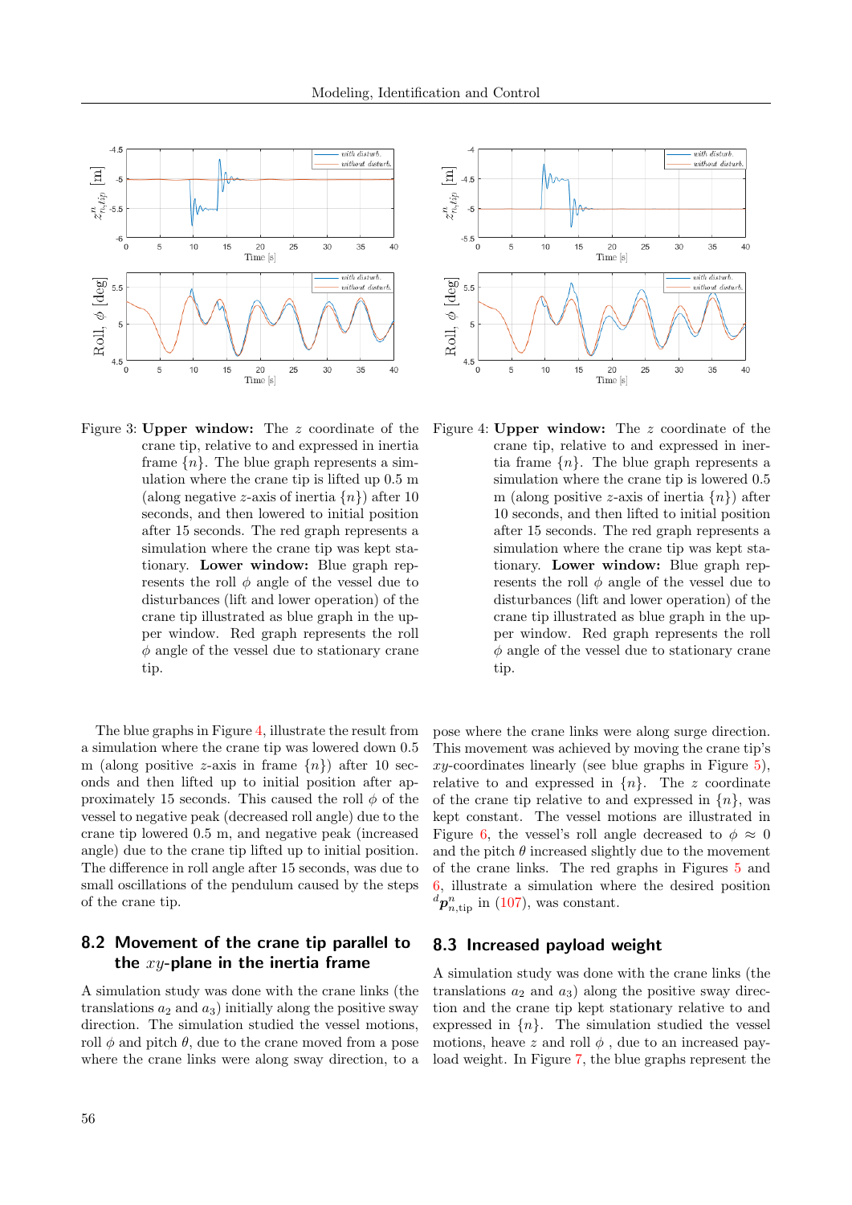Figure 3: **Upper window:** The $z$ coordinate of the crane tip, relative to and expressed in inertia frame $\{n\}$. The blue graph represents a simulation where the crane tip is lifted up 0.5 m (along negative $z$-axis of inertia $\{n\}$) after 10 seconds, and then lowered to initial position after 15 seconds. The red graph represents a simulation where the crane tip was kept stationary. **Lower window:** Blue graph represents the roll $\phi$ angle of the vessel due to disturbances (lift and lower operation) of the crane tip illustrated as blue graph in the upper window. Red graph represents the roll $\phi$ angle of the vessel due to stationary crane tip.

Figure 4: **Upper window:** The $z$ coordinate of the crane tip, relative to and expressed in inertia frame $\{n\}$. The blue graph represents a simulation where the crane tip is lowered 0.5 m (along positive $z$-axis of inertia $\{n\}$) after 10 seconds, and then lifted to initial position after 15 seconds. The red graph represents a simulation where the crane tip was kept stationary. **Lower window:** Blue graph represents the roll $\phi$ angle of the vessel due to disturbances (lift and lower operation) of the crane tip illustrated as blue graph in the upper window. Red graph represents the roll $\phi$ angle of the vessel due to stationary crane tip.

The blue graphs in Figure 4, illustrate the result from a simulation where the crane tip was lowered down 0.5 m (along positive $z$-axis in frame $\{n\}$) after 10 seconds and then lifted up to initial position after approximately 15 seconds. This caused the roll $\phi$ of the vessel to negative peak (decreased roll angle) due to the crane tip lowered 0.5 m, and negative peak (increased angle) due to the crane tip lifted up to initial position. The difference in roll angle after 15 seconds, was due to small oscillations of the pendulum caused by the steps of the crane tip.

## 8.2 Movement of the crane tip parallel to the $xy$-plane in the inertia frame

A simulation study was done with the crane links (the translations $a_2$ and $a_3$) initially along the positive sway direction. The simulation studied the vessel motions, roll $\phi$ and pitch $\theta$, due to the crane moved from a pose where the crane links were along sway direction, to a pose where the crane links were along surge direction. This movement was achieved by moving the crane tip's $xy$-coordinates linearly (see blue graphs in Figure 5), relative to and expressed in $\{n\}$. The $z$ coordinate of the crane tip relative to and expressed in $\{n\}$, was kept constant. The vessel motions are illustrated in Figure 6, the vessel's roll angle decreased to $\phi \approx 0$ and the pitch $\theta$ increased slightly due to the movement of the crane links. The red graphs in Figures 5 and 6, illustrate a simulation where the desired position ${}^{d}\boldsymbol{p}^{n}_{n,\text{tip}}$ in (107), was constant.

## 8.3 Increased payload weight

A simulation study was done with the crane links (the translations $a_2$ and $a_3$) along the positive sway direction and the crane tip kept stationary relative to and expressed in $\{n\}$. The simulation studied the vessel motions, heave $z$ and roll $\phi$ , due to an increased payload weight. In Figure 7, the blue graphs represent the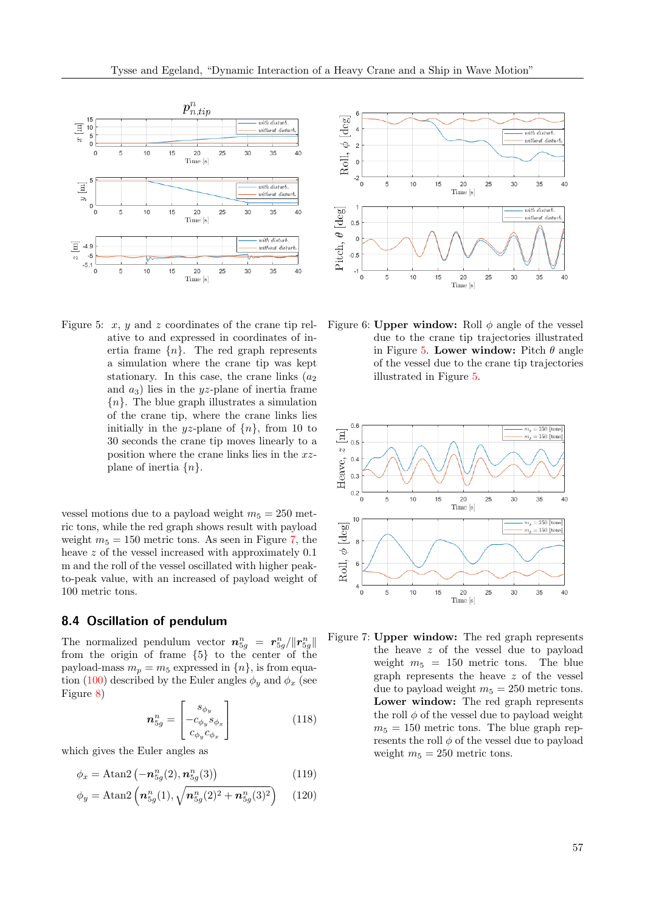Figure 5: $x$, $y$ and $z$ coordinates of the crane tip relative to and expressed in coordinates of inertia frame $\{n\}$. The red graph represents a simulation where the crane tip was kept stationary. In this case, the crane links ($a_2$ and $a_3$) lies in the $yz$-plane of inertia frame $\{n\}$. The blue graph illustrates a simulation of the crane tip, where the crane links lies initially in the $yz$-plane of $\{n\}$, from 10 to 30 seconds the crane tip moves linearly to a position where the crane links lies in the $xz$-plane of inertia $\{n\}$.

Figure 6: **Upper window:** Roll $\phi$ angle of the vessel due to the crane tip trajectories illustrated in Figure 5. **Lower window:** Pitch $\theta$ angle of the vessel due to the crane tip trajectories illustrated in Figure 5.

vessel motions due to a payload weight $m_5 = 250$ metric tons, while the red graph shows result with payload weight $m_5 = 150$ metric tons. As seen in Figure 7, the heave $z$ of the vessel increased with approximately 0.1 m and the roll of the vessel oscillated with higher peak-to-peak value, with an increased of payload weight of 100 metric tons.

Figure 7: **Upper window:** The red graph represents the heave $z$ of the vessel due to payload weight $m_5 = 150$ metric tons. The blue graph represents the heave $z$ of the vessel due to payload weight $m_5 = 250$ metric tons. **Lower window:** The red graph represents the roll $\phi$ of the vessel due to payload weight $m_5 = 150$ metric tons. The blue graph represents the roll $\phi$ of the vessel due to payload weight $m_5 = 250$ metric tons.

## 8.4 Oscillation of pendulum

The normalized pendulum vector $\boldsymbol{n}_{5g}^n = \boldsymbol{r}_{5g}^n/\|\boldsymbol{r}_{5g}^n\|$ from the origin of frame $\{5\}$ to the center of the payload-mass $m_p = m_5$ expressed in $\{n\}$, is from equation (100) described by the Euler angles $\phi_y$ and $\phi_x$ (see Figure 8)

$$\boldsymbol{n}_{5g}^n = \begin{bmatrix} s_{\phi_y} \\ -c_{\phi_y} s_{\phi_x} \\ c_{\phi_y} c_{\phi_x} \end{bmatrix} \tag{118}$$

which gives the Euler angles as

$$\phi_x = \text{Atan2}\left(-\boldsymbol{n}_{5g}^n(2), \boldsymbol{n}_{5g}^n(3)\right) \tag{119}$$

$$\phi_y = \text{Atan2}\left(\boldsymbol{n}_{5g}^n(1), \sqrt{\boldsymbol{n}_{5g}^n(2)^2 + \boldsymbol{n}_{5g}^n(3)^2}\right) \tag{120}$$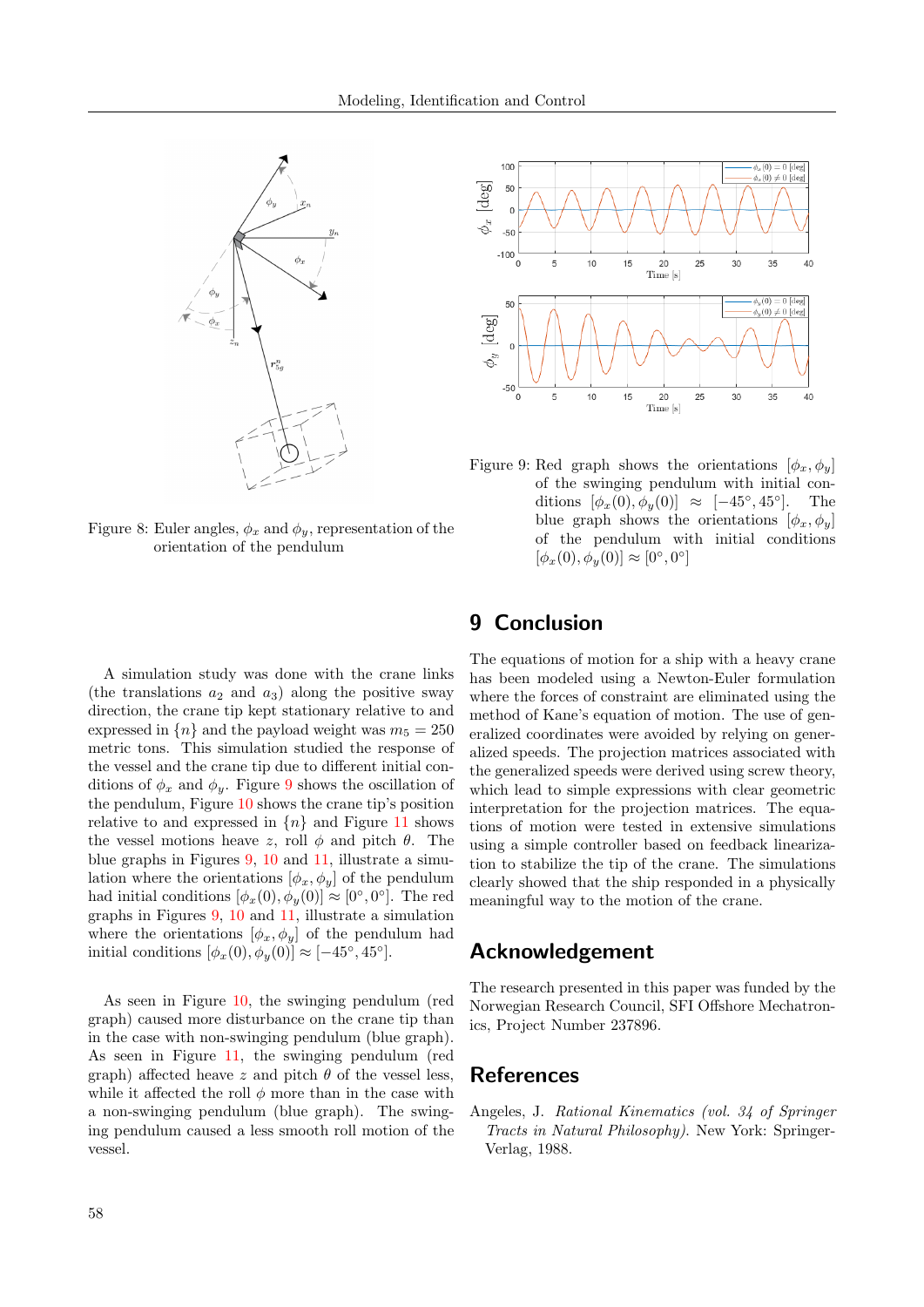Figure 8: Euler angles, $\phi_x$ and $\phi_y$, representation of the orientation of the pendulum

Figure 9: Red graph shows the orientations $[\phi_x, \phi_y]$ of the swinging pendulum with initial conditions $[\phi_x(0), \phi_y(0)] \approx [-45°, 45°]$. The blue graph shows the orientations $[\phi_x, \phi_y]$ of the pendulum with initial conditions $[\phi_x(0), \phi_y(0)] \approx [0°, 0°]$

A simulation study was done with the crane links (the translations $a_2$ and $a_3$) along the positive sway direction, the crane tip kept stationary relative to and expressed in $\{n\}$ and the payload weight was $m_5 = 250$ metric tons. This simulation studied the response of the vessel and the crane tip due to different initial conditions of $\phi_x$ and $\phi_y$. Figure 9 shows the oscillation of the pendulum, Figure 10 shows the crane tip's position relative to and expressed in $\{n\}$ and Figure 11 shows the vessel motions heave $z$, roll $\phi$ and pitch $\theta$. The blue graphs in Figures 9, 10 and 11, illustrate a simulation where the orientations $[\phi_x, \phi_y]$ of the pendulum had initial conditions $[\phi_x(0), \phi_y(0)] \approx [0°, 0°]$. The red graphs in Figures 9, 10 and 11, illustrate a simulation where the orientations $[\phi_x, \phi_y]$ of the pendulum had initial conditions $[\phi_x(0), \phi_y(0)] \approx [-45°, 45°]$.

As seen in Figure 10, the swinging pendulum (red graph) caused more disturbance on the crane tip than in the case with non-swinging pendulum (blue graph). As seen in Figure 11, the swinging pendulum (red graph) affected heave $z$ and pitch $\theta$ of the vessel less, while it affected the roll $\phi$ more than in the case with a non-swinging pendulum (blue graph). The swinging pendulum caused a less smooth roll motion of the vessel.

# 9 Conclusion

The equations of motion for a ship with a heavy crane has been modeled using a Newton-Euler formulation where the forces of constraint are eliminated using the method of Kane's equation of motion. The use of generalized coordinates were avoided by relying on generalized speeds. The projection matrices associated with the generalized speeds were derived using screw theory, which lead to simple expressions with clear geometric interpretation for the projection matrices. The equations of motion were tested in extensive simulations using a simple controller based on feedback linearization to stabilize the tip of the crane. The simulations clearly showed that the ship responded in a physically meaningful way to the motion of the crane.

# Acknowledgement

The research presented in this paper was funded by the Norwegian Research Council, SFI Offshore Mechatronics, Project Number 237896.

# References

Angeles, J. *Rational Kinematics (vol. 34 of Springer Tracts in Natural Philosophy)*. New York: Springer-Verlag, 1988.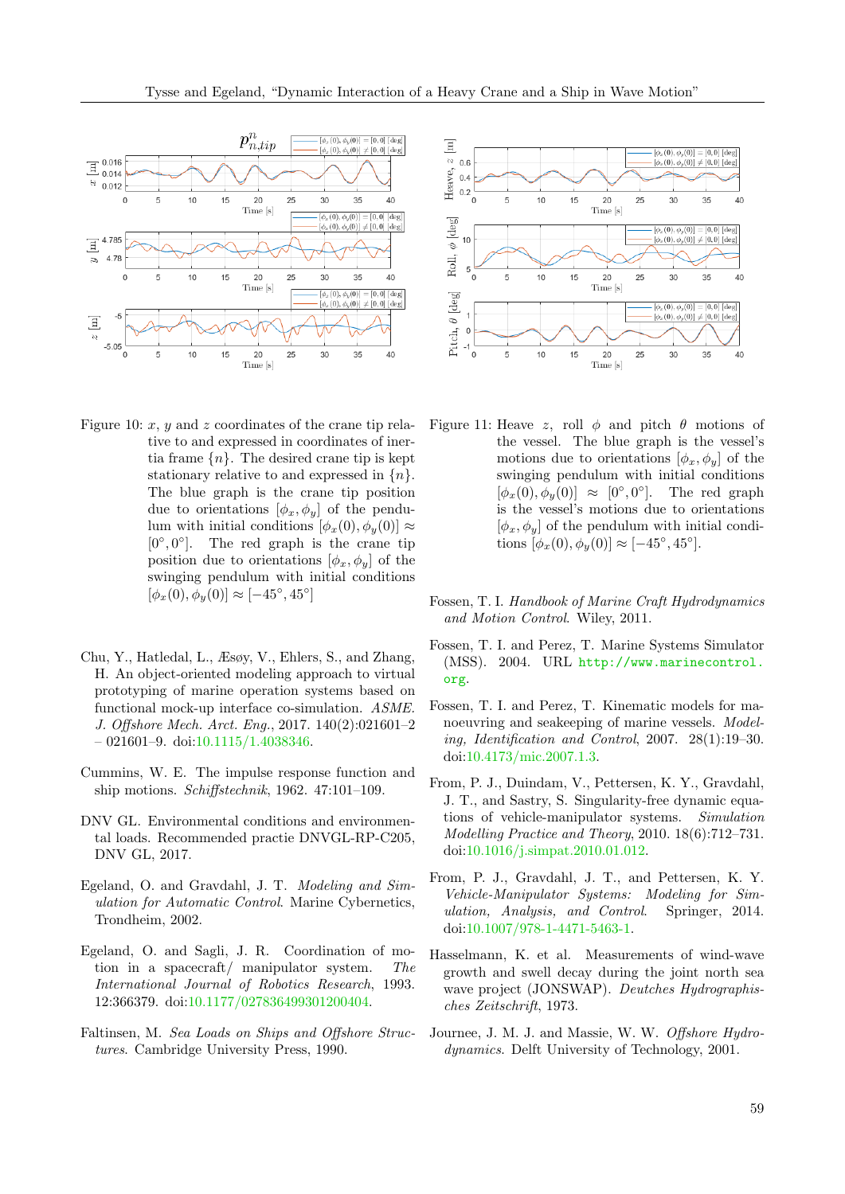Figure 10: $x$, $y$ and $z$ coordinates of the crane tip relative to and expressed in coordinates of inertia frame $\{n\}$. The desired crane tip is kept stationary relative to and expressed in $\{n\}$. The blue graph is the crane tip position due to orientations $[\phi_x, \phi_y]$ of the pendulum with initial conditions $[\phi_x(0), \phi_y(0)] \approx [0°, 0°]$. The red graph is the crane tip position due to orientations $[\phi_x, \phi_y]$ of the swinging pendulum with initial conditions $[\phi_x(0), \phi_y(0)] \approx [-45°, 45°]$

Figure 11: Heave $z$, roll $\phi$ and pitch $\theta$ motions of the vessel. The blue graph is the vessel's motions due to orientations $[\phi_x, \phi_y]$ of the swinging pendulum with initial conditions $[\phi_x(0), \phi_y(0)] \approx [0°, 0°]$. The red graph is the vessel's motions due to orientations $[\phi_x, \phi_y]$ of the pendulum with initial conditions $[\phi_x(0), \phi_y(0)] \approx [-45°, 45°]$.

Chu, Y., Hatledal, L., Æsøy, V., Ehlers, S., and Zhang, H. An object-oriented modeling approach to virtual prototyping of marine operation systems based on functional mock-up interface co-simulation. *ASME. J. Offshore Mech. Arct. Eng.*, 2017. 140(2):021601–2 – 021601–9. doi:10.1115/1.4038346.

Cummins, W. E. The impulse response function and ship motions. *Schiffstechnik*, 1962. 47:101–109.

DNV GL. Environmental conditions and environmental loads. Recommended practie DNVGL-RP-C205, DNV GL, 2017.

Egeland, O. and Gravdahl, J. T. *Modeling and Simulation for Automatic Control*. Marine Cybernetics, Trondheim, 2002.

Egeland, O. and Sagli, J. R. Coordination of motion in a spacecraft/ manipulator system. *The International Journal of Robotics Research*, 1993. 12:366379. doi:10.1177/027836499301200404.

Faltinsen, M. *Sea Loads on Ships and Offshore Structures*. Cambridge University Press, 1990.

Fossen, T. I. *Handbook of Marine Craft Hydrodynamics and Motion Control*. Wiley, 2011.

Fossen, T. I. and Perez, T. Marine Systems Simulator (MSS). 2004. URL http://www.marinecontrol.org.

Fossen, T. I. and Perez, T. Kinematic models for manoeuvring and seakeeping of marine vessels. *Modeling, Identification and Control*, 2007. 28(1):19–30. doi:10.4173/mic.2007.1.3.

From, P. J., Duindam, V., Pettersen, K. Y., Gravdahl, J. T., and Sastry, S. Singularity-free dynamic equations of vehicle-manipulator systems. *Simulation Modelling Practice and Theory*, 2010. 18(6):712–731. doi:10.1016/j.simpat.2010.01.012.

From, P. J., Gravdahl, J. T., and Pettersen, K. Y. *Vehicle-Manipulator Systems: Modeling for Simulation, Analysis, and Control*. Springer, 2014. doi:10.1007/978-1-4471-5463-1.

Hasselmann, K. et al. Measurements of wind-wave growth and swell decay during the joint north sea wave project (JONSWAP). *Deutches Hydrographisches Zeitschrift*, 1973.

Journee, J. M. J. and Massie, W. W. *Offshore Hydrodynamics*. Delft University of Technology, 2001.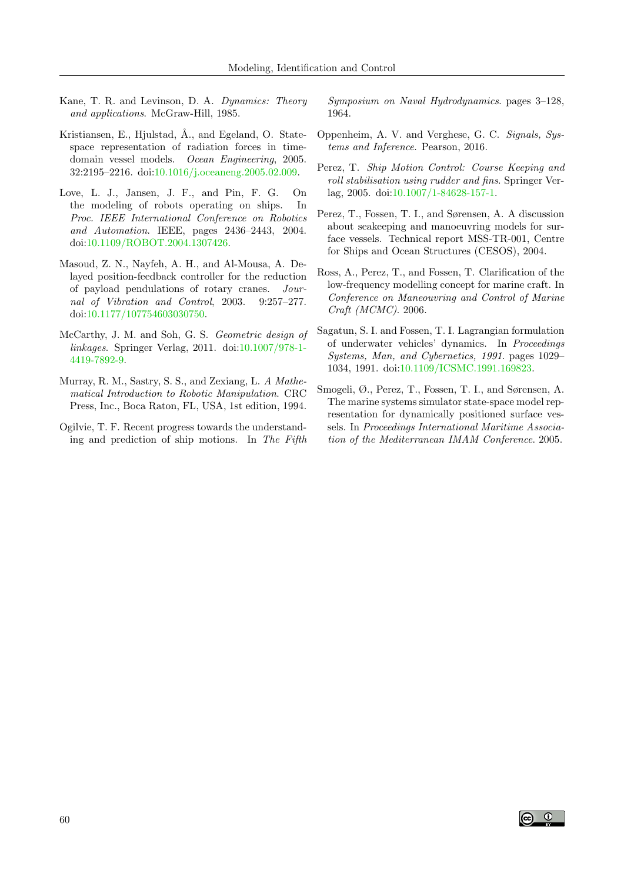Kane, T. R. and Levinson, D. A. *Dynamics: Theory and applications*. McGraw-Hill, 1985.

Kristiansen, E., Hjulstad, Å., and Egeland, O. State-space representation of radiation forces in time-domain vessel models. *Ocean Engineering*, 2005. 32:2195–2216. doi:10.1016/j.oceaneng.2005.02.009.

Love, L. J., Jansen, J. F., and Pin, F. G. On the modeling of robots operating on ships. In *Proc. IEEE International Conference on Robotics and Automation*. IEEE, pages 2436–2443, 2004. doi:10.1109/ROBOT.2004.1307426.

Masoud, Z. N., Nayfeh, A. H., and Al-Mousa, A. Delayed position-feedback controller for the reduction of payload pendulations of rotary cranes. *Journal of Vibration and Control*, 2003. 9:257–277. doi:10.1177/107754603030750.

McCarthy, J. M. and Soh, G. S. *Geometric design of linkages*. Springer Verlag, 2011. doi:10.1007/978-1-4419-7892-9.

Murray, R. M., Sastry, S. S., and Zexiang, L. *A Mathematical Introduction to Robotic Manipulation*. CRC Press, Inc., Boca Raton, FL, USA, 1st edition, 1994.

Ogilvie, T. F. Recent progress towards the understanding and prediction of ship motions. In *The Fifth Symposium on Naval Hydrodynamics*. pages 3–128, 1964.

Oppenheim, A. V. and Verghese, G. C. *Signals, Systems and Inference*. Pearson, 2016.

Perez, T. *Ship Motion Control: Course Keeping and roll stabilisation using rudder and fins*. Springer Verlag, 2005. doi:10.1007/1-84628-157-1.

Perez, T., Fossen, T. I., and Sørensen, A. A discussion about seakeeping and manoeuvring models for surface vessels. Technical report MSS-TR-001, Centre for Ships and Ocean Structures (CESOS), 2004.

Ross, A., Perez, T., and Fossen, T. Clarification of the low-frequency modelling concept for marine craft. In *Conference on Maneouvring and Control of Marine Craft (MCMC)*. 2006.

Sagatun, S. I. and Fossen, T. I. Lagrangian formulation of underwater vehicles' dynamics. In *Proceedings Systems, Man, and Cybernetics, 1991*. pages 1029–1034, 1991. doi:10.1109/ICSMC.1991.169823.

Smogeli, Ø., Perez, T., Fossen, T. I., and Sørensen, A. The marine systems simulator state-space model representation for dynamically positioned surface vessels. In *Proceedings International Maritime Association of the Mediterranean IMAM Conference*. 2005.